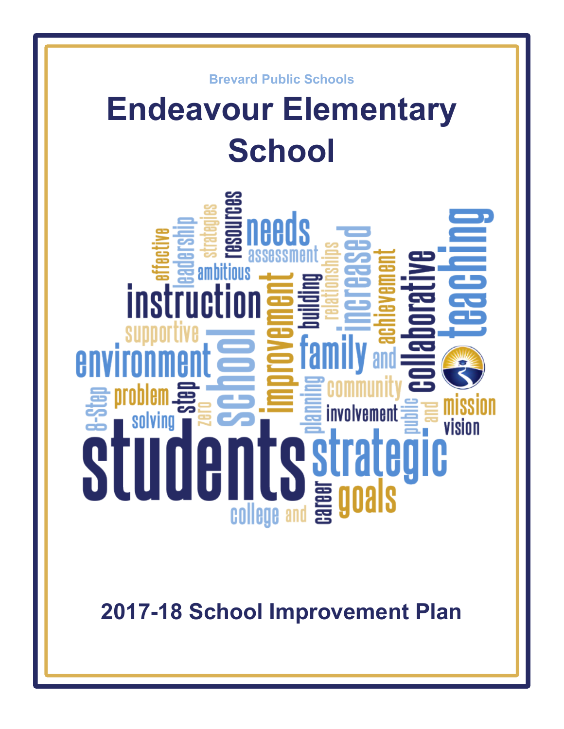Brevard Public Schools

# Endeavour Elementary School

## 2017-18 School Improvement Plan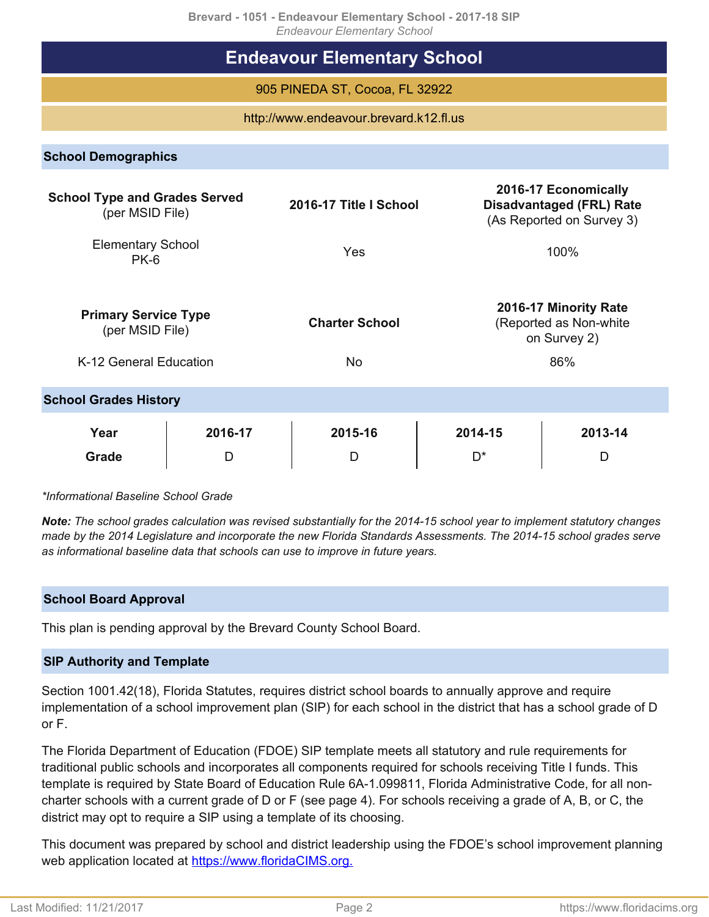# Endeavour Elementary School

905 PINEDA ST, Cocoa, FL 32922

http://www.endeavour.brevard.k12.fl.us

## School Demographics

| School Type and Grades Served (per MSID File) | 2016-17 Title I School | 2016-17 Economically Disadvantaged (FRL) Rate (As Reported on Survey 3) |
|---|---|---|
| Elementary School PK-6 | Yes | 100% |

| Primary Service Type (per MSID File) | Charter School | 2016-17 Minority Rate (Reported as Non-white on Survey 2) |
|---|---|---|
| K-12 General Education | No | 86% |

## School Grades History

| Year | 2016-17 | 2015-16 | 2014-15 | 2013-14 |
|---|---|---|---|---|
| Grade | D | D | D* | D |

*\*Informational Baseline School Grade*

***Note:*** *The school grades calculation was revised substantially for the 2014-15 school year to implement statutory changes made by the 2014 Legislature and incorporate the new Florida Standards Assessments. The 2014-15 school grades serve as informational baseline data that schools can use to improve in future years.*

## School Board Approval

This plan is pending approval by the Brevard County School Board.

## SIP Authority and Template

Section 1001.42(18), Florida Statutes, requires district school boards to annually approve and require implementation of a school improvement plan (SIP) for each school in the district that has a school grade of D or F.

The Florida Department of Education (FDOE) SIP template meets all statutory and rule requirements for traditional public schools and incorporates all components required for schools receiving Title I funds. This template is required by State Board of Education Rule 6A-1.099811, Florida Administrative Code, for all non-charter schools with a current grade of D or F (see page 4). For schools receiving a grade of A, B, or C, the district may opt to require a SIP using a template of its choosing.

This document was prepared by school and district leadership using the FDOE's school improvement planning web application located at https://www.floridaCIMS.org.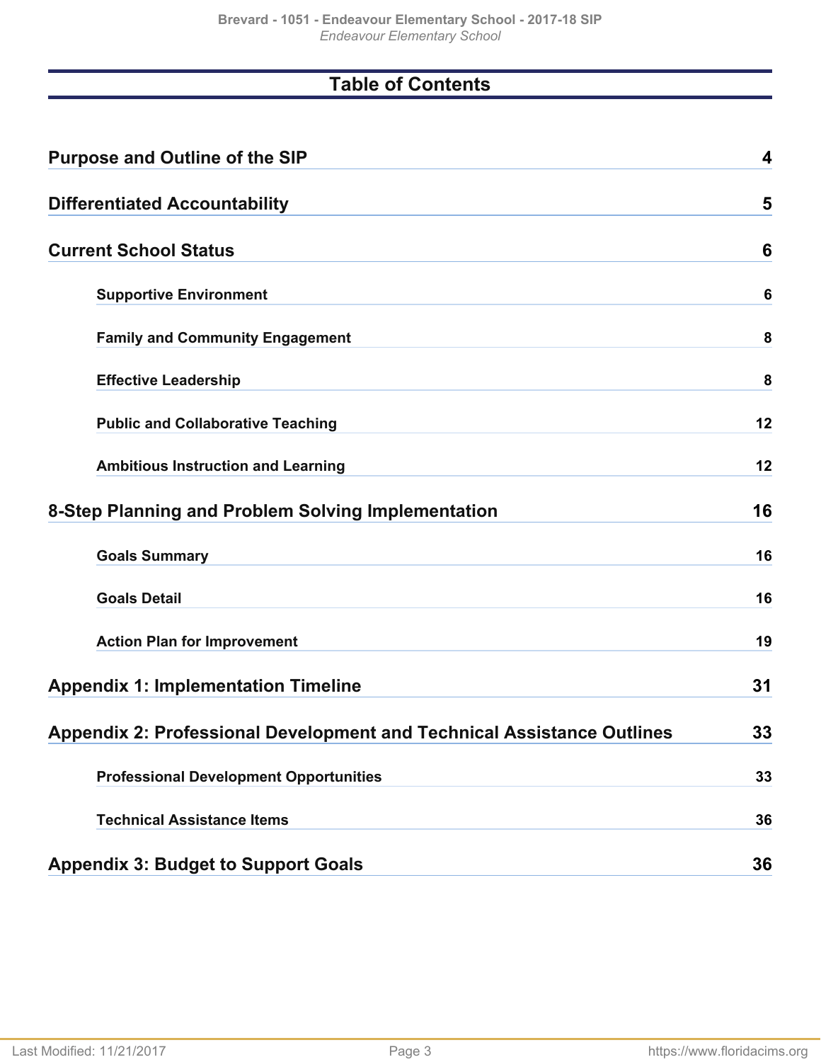# Table of Contents

| | |
|---|---|
| **Purpose and Outline of the SIP** | **4** |
| **Differentiated Accountability** | **5** |
| **Current School Status** | **6** |
| **Supportive Environment** | **6** |
| **Family and Community Engagement** | **8** |
| **Effective Leadership** | **8** |
| **Public and Collaborative Teaching** | **12** |
| **Ambitious Instruction and Learning** | **12** |
| **8-Step Planning and Problem Solving Implementation** | **16** |
| **Goals Summary** | **16** |
| **Goals Detail** | **16** |
| **Action Plan for Improvement** | **19** |
| **Appendix 1: Implementation Timeline** | **31** |
| **Appendix 2: Professional Development and Technical Assistance Outlines** | **33** |
| **Professional Development Opportunities** | **33** |
| **Technical Assistance Items** | **36** |
| **Appendix 3: Budget to Support Goals** | **36** |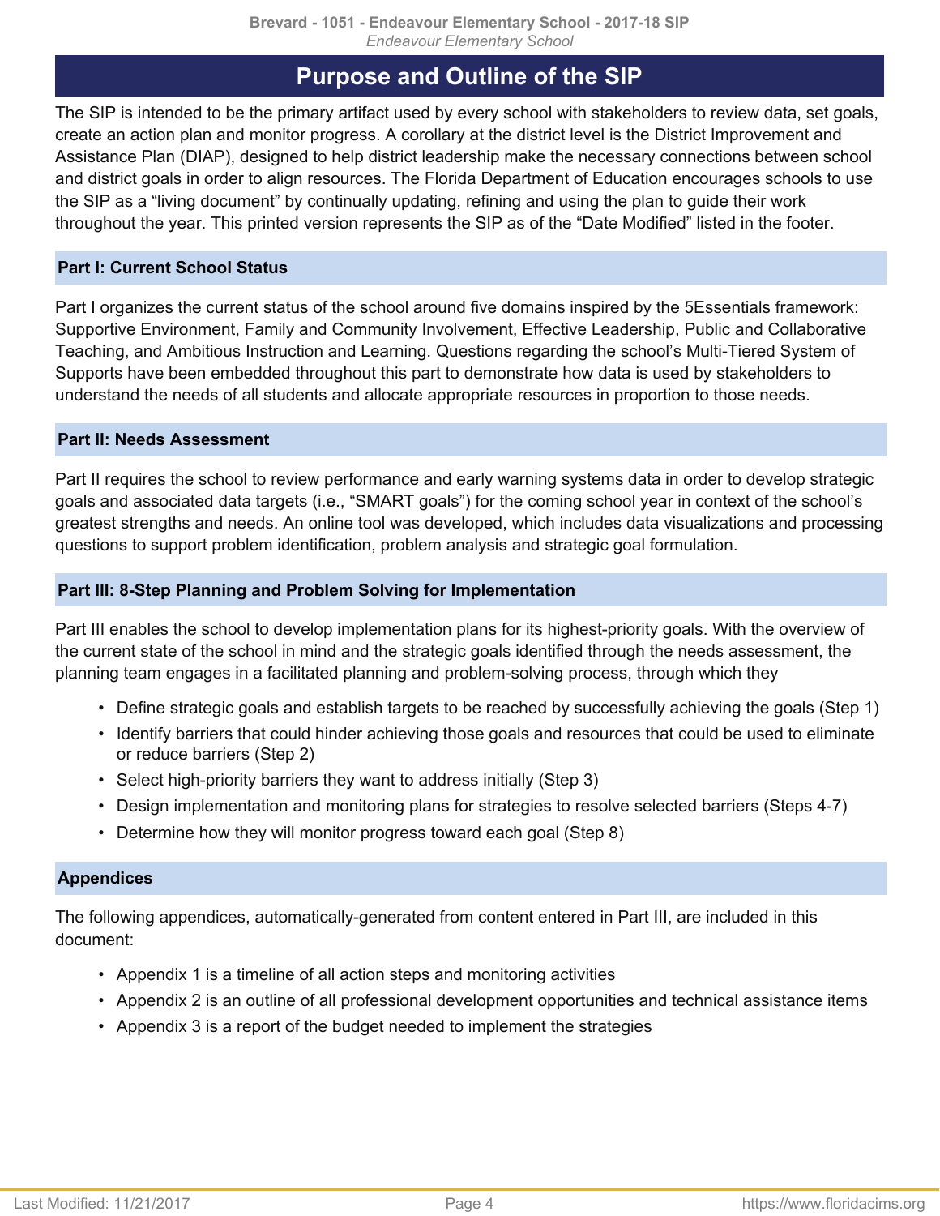# Purpose and Outline of the SIP

The SIP is intended to be the primary artifact used by every school with stakeholders to review data, set goals, create an action plan and monitor progress. A corollary at the district level is the District Improvement and Assistance Plan (DIAP), designed to help district leadership make the necessary connections between school and district goals in order to align resources. The Florida Department of Education encourages schools to use the SIP as a “living document” by continually updating, refining and using the plan to guide their work throughout the year. This printed version represents the SIP as of the “Date Modified” listed in the footer.

## Part I: Current School Status

Part I organizes the current status of the school around five domains inspired by the 5Essentials framework: Supportive Environment, Family and Community Involvement, Effective Leadership, Public and Collaborative Teaching, and Ambitious Instruction and Learning. Questions regarding the school’s Multi-Tiered System of Supports have been embedded throughout this part to demonstrate how data is used by stakeholders to understand the needs of all students and allocate appropriate resources in proportion to those needs.

## Part II: Needs Assessment

Part II requires the school to review performance and early warning systems data in order to develop strategic goals and associated data targets (i.e., “SMART goals”) for the coming school year in context of the school’s greatest strengths and needs. An online tool was developed, which includes data visualizations and processing questions to support problem identification, problem analysis and strategic goal formulation.

## Part III: 8-Step Planning and Problem Solving for Implementation

Part III enables the school to develop implementation plans for its highest-priority goals. With the overview of the current state of the school in mind and the strategic goals identified through the needs assessment, the planning team engages in a facilitated planning and problem-solving process, through which they

- Define strategic goals and establish targets to be reached by successfully achieving the goals (Step 1)
- Identify barriers that could hinder achieving those goals and resources that could be used to eliminate or reduce barriers (Step 2)
- Select high-priority barriers they want to address initially (Step 3)
- Design implementation and monitoring plans for strategies to resolve selected barriers (Steps 4-7)
- Determine how they will monitor progress toward each goal (Step 8)

## Appendices

The following appendices, automatically-generated from content entered in Part III, are included in this document:

- Appendix 1 is a timeline of all action steps and monitoring activities
- Appendix 2 is an outline of all professional development opportunities and technical assistance items
- Appendix 3 is a report of the budget needed to implement the strategies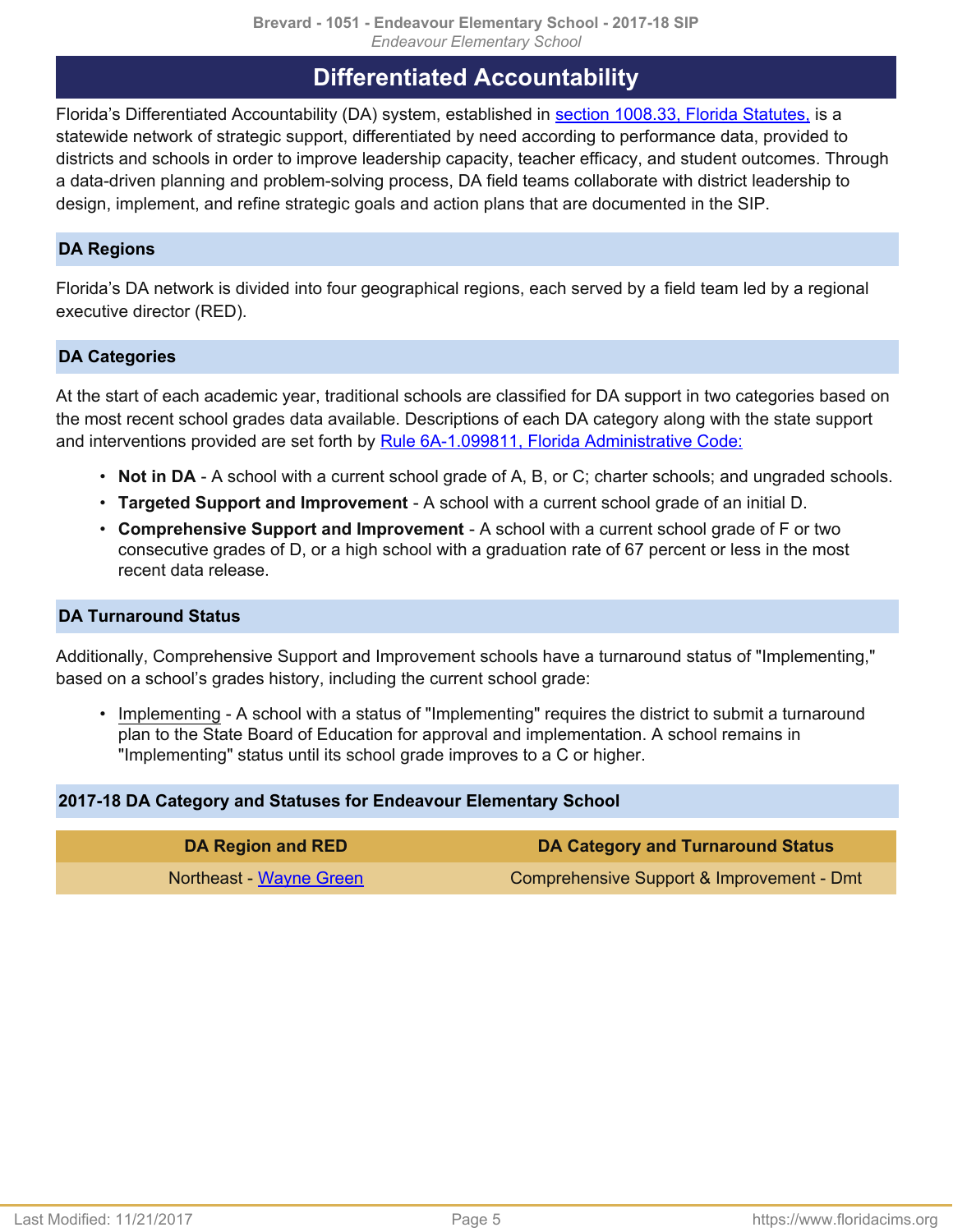## Differentiated Accountability

Florida's Differentiated Accountability (DA) system, established in section 1008.33, Florida Statutes, is a statewide network of strategic support, differentiated by need according to performance data, provided to districts and schools in order to improve leadership capacity, teacher efficacy, and student outcomes. Through a data-driven planning and problem-solving process, DA field teams collaborate with district leadership to design, implement, and refine strategic goals and action plans that are documented in the SIP.

### DA Regions

Florida's DA network is divided into four geographical regions, each served by a field team led by a regional executive director (RED).

### DA Categories

At the start of each academic year, traditional schools are classified for DA support in two categories based on the most recent school grades data available. Descriptions of each DA category along with the state support and interventions provided are set forth by Rule 6A-1.099811, Florida Administrative Code:

- **Not in DA** - A school with a current school grade of A, B, or C; charter schools; and ungraded schools.
- **Targeted Support and Improvement** - A school with a current school grade of an initial D.
- **Comprehensive Support and Improvement** - A school with a current school grade of F or two consecutive grades of D, or a high school with a graduation rate of 67 percent or less in the most recent data release.

### DA Turnaround Status

Additionally, Comprehensive Support and Improvement schools have a turnaround status of "Implementing," based on a school's grades history, including the current school grade:

- Implementing - A school with a status of "Implementing" requires the district to submit a turnaround plan to the State Board of Education for approval and implementation. A school remains in "Implementing" status until its school grade improves to a C or higher.

### 2017-18 DA Category and Statuses for Endeavour Elementary School

| DA Region and RED | DA Category and Turnaround Status |
| --- | --- |
| Northeast - Wayne Green | Comprehensive Support & Improvement - Dmt |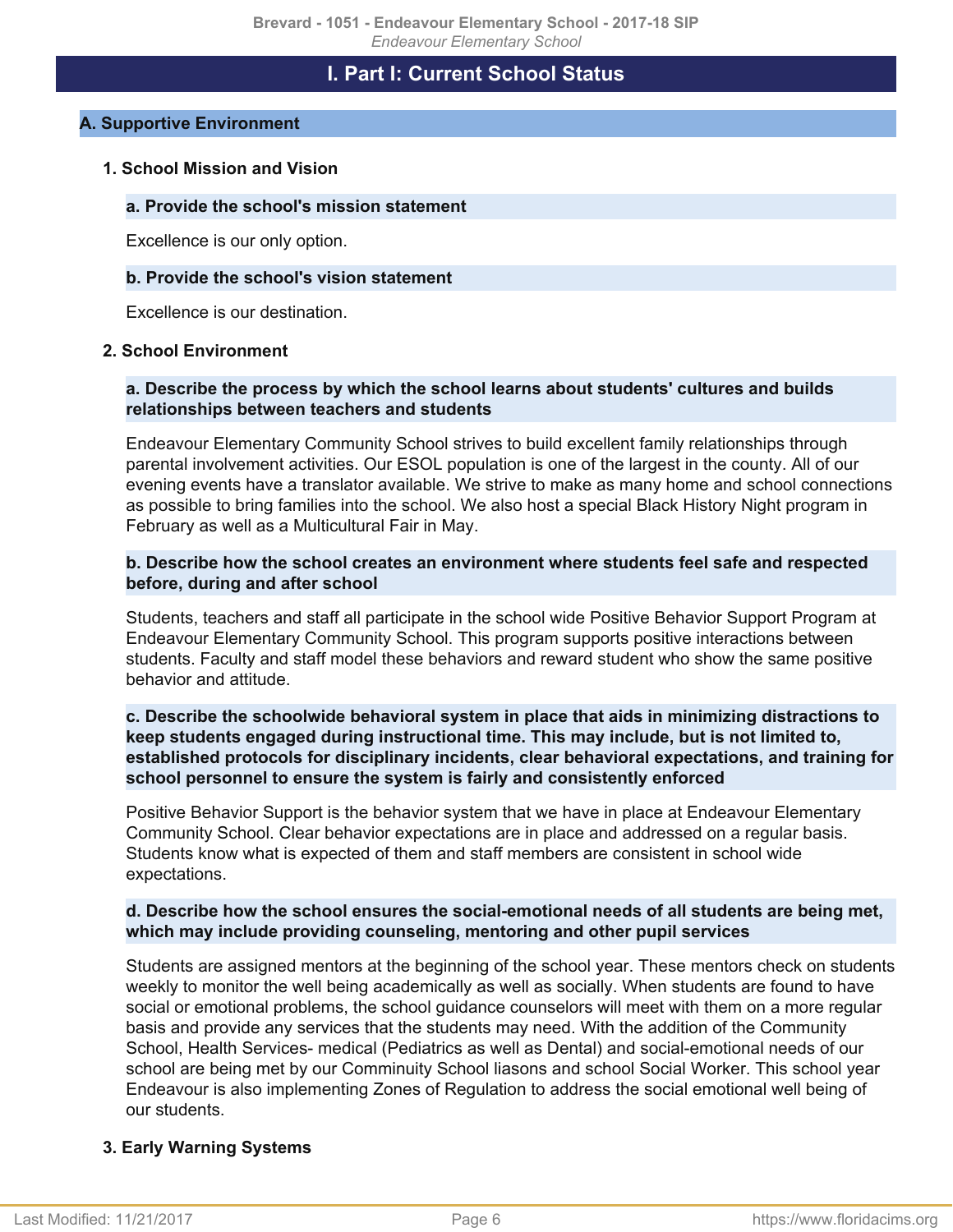# I. Part I: Current School Status

## A. Supportive Environment

### 1. School Mission and Vision

#### a. Provide the school's mission statement

Excellence is our only option.

#### b. Provide the school's vision statement

Excellence is our destination.

### 2. School Environment

#### a. Describe the process by which the school learns about students' cultures and builds relationships between teachers and students

Endeavour Elementary Community School strives to build excellent family relationships through parental involvement activities. Our ESOL population is one of the largest in the county. All of our evening events have a translator available. We strive to make as many home and school connections as possible to bring families into the school. We also host a special Black History Night program in February as well as a Multicultural Fair in May.

#### b. Describe how the school creates an environment where students feel safe and respected before, during and after school

Students, teachers and staff all participate in the school wide Positive Behavior Support Program at Endeavour Elementary Community School. This program supports positive interactions between students. Faculty and staff model these behaviors and reward student who show the same positive behavior and attitude.

#### c. Describe the schoolwide behavioral system in place that aids in minimizing distractions to keep students engaged during instructional time. This may include, but is not limited to, established protocols for disciplinary incidents, clear behavioral expectations, and training for school personnel to ensure the system is fairly and consistently enforced

Positive Behavior Support is the behavior system that we have in place at Endeavour Elementary Community School. Clear behavior expectations are in place and addressed on a regular basis. Students know what is expected of them and staff members are consistent in school wide expectations.

#### d. Describe how the school ensures the social-emotional needs of all students are being met, which may include providing counseling, mentoring and other pupil services

Students are assigned mentors at the beginning of the school year. These mentors check on students weekly to monitor the well being academically as well as socially. When students are found to have social or emotional problems, the school guidance counselors will meet with them on a more regular basis and provide any services that the students may need. With the addition of the Community School, Health Services- medical (Pediatrics as well as Dental) and social-emotional needs of our school are being met by our Comminuity School liasons and school Social Worker. This school year Endeavour is also implementing Zones of Regulation to address the social emotional well being of our students.

### 3. Early Warning Systems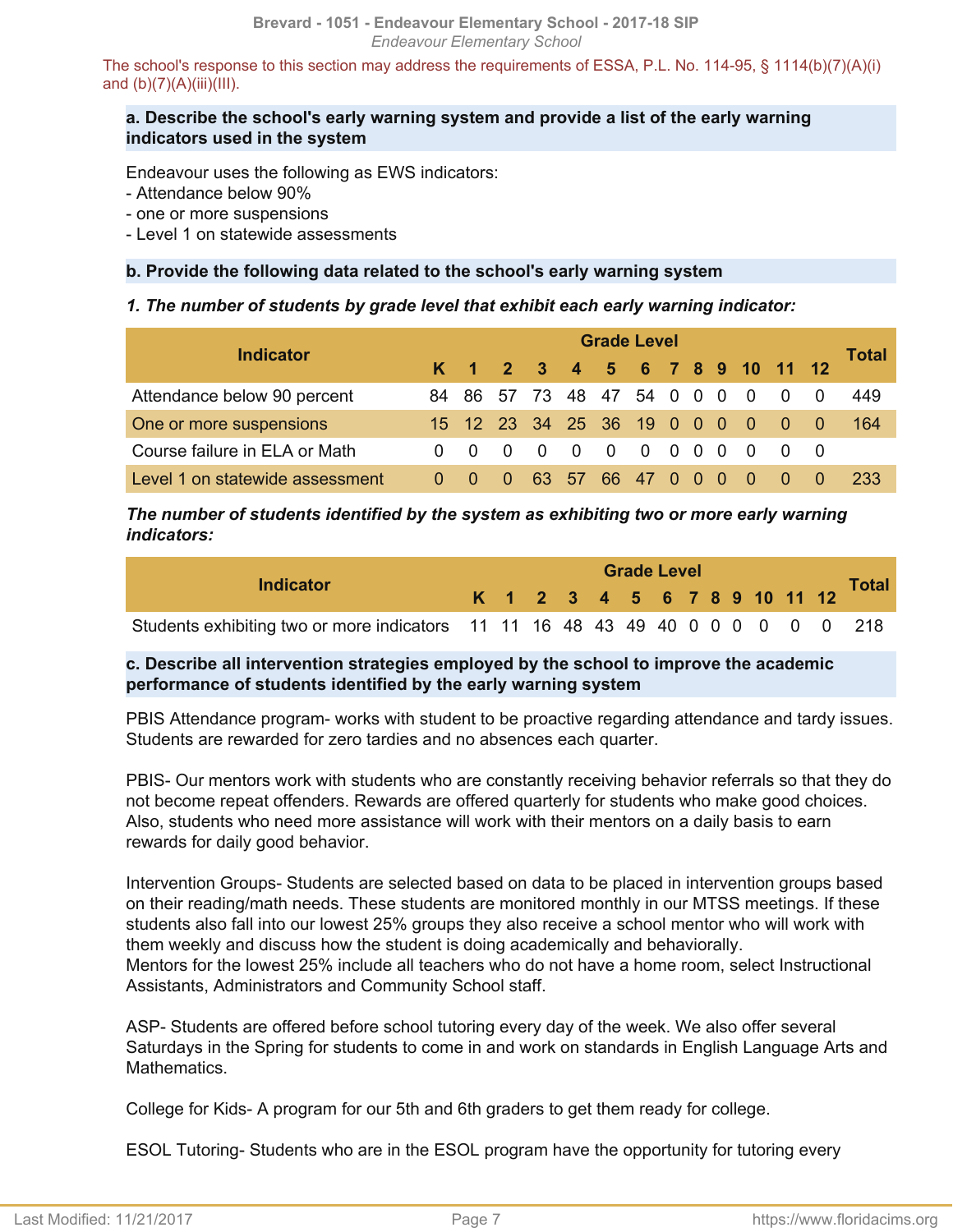The school's response to this section may address the requirements of ESSA, P.L. No. 114-95, § 1114(b)(7)(A)(i) and (b)(7)(A)(iii)(III).

### a. Describe the school's early warning system and provide a list of the early warning indicators used in the system

Endeavour uses the following as EWS indicators:
- Attendance below 90%
- one or more suspensions
- Level 1 on statewide assessments

### b. Provide the following data related to the school's early warning system

***1. The number of students by grade level that exhibit each early warning indicator:***

| Indicator | Grade Level | | | | | | | | | | | | | Total |
|---|---|---|---|---|---|---|---|---|---|---|---|---|---|---|
| | K | 1 | 2 | 3 | 4 | 5 | 6 | 7 | 8 | 9 | 10 | 11 | 12 | |
| Attendance below 90 percent | 84 | 86 | 57 | 73 | 48 | 47 | 54 | 0 | 0 | 0 | 0 | 0 | 0 | 449 |
| One or more suspensions | 15 | 12 | 23 | 34 | 25 | 36 | 19 | 0 | 0 | 0 | 0 | 0 | 0 | 164 |
| Course failure in ELA or Math | 0 | 0 | 0 | 0 | 0 | 0 | 0 | 0 | 0 | 0 | 0 | 0 | 0 | |
| Level 1 on statewide assessment | 0 | 0 | 0 | 63 | 57 | 66 | 47 | 0 | 0 | 0 | 0 | 0 | 0 | 233 |

***The number of students identified by the system as exhibiting two or more early warning indicators:***

| Indicator | Grade Level | | | | | | | | | | | | | Total |
|---|---|---|---|---|---|---|---|---|---|---|---|---|---|---|
| | K | 1 | 2 | 3 | 4 | 5 | 6 | 7 | 8 | 9 | 10 | 11 | 12 | |
| Students exhibiting two or more indicators | 11 | 11 | 16 | 48 | 43 | 49 | 40 | 0 | 0 | 0 | 0 | 0 | 0 | 218 |

### c. Describe all intervention strategies employed by the school to improve the academic performance of students identified by the early warning system

PBIS Attendance program- works with student to be proactive regarding attendance and tardy issues. Students are rewarded for zero tardies and no absences each quarter.

PBIS- Our mentors work with students who are constantly receiving behavior referrals so that they do not become repeat offenders. Rewards are offered quarterly for students who make good choices. Also, students who need more assistance will work with their mentors on a daily basis to earn rewards for daily good behavior.

Intervention Groups- Students are selected based on data to be placed in intervention groups based on their reading/math needs. These students are monitored monthly in our MTSS meetings. If these students also fall into our lowest 25% groups they also receive a school mentor who will work with them weekly and discuss how the student is doing academically and behaviorally.
Mentors for the lowest 25% include all teachers who do not have a home room, select Instructional Assistants, Administrators and Community School staff.

ASP- Students are offered before school tutoring every day of the week. We also offer several Saturdays in the Spring for students to come in and work on standards in English Language Arts and Mathematics.

College for Kids- A program for our 5th and 6th graders to get them ready for college.

ESOL Tutoring- Students who are in the ESOL program have the opportunity for tutoring every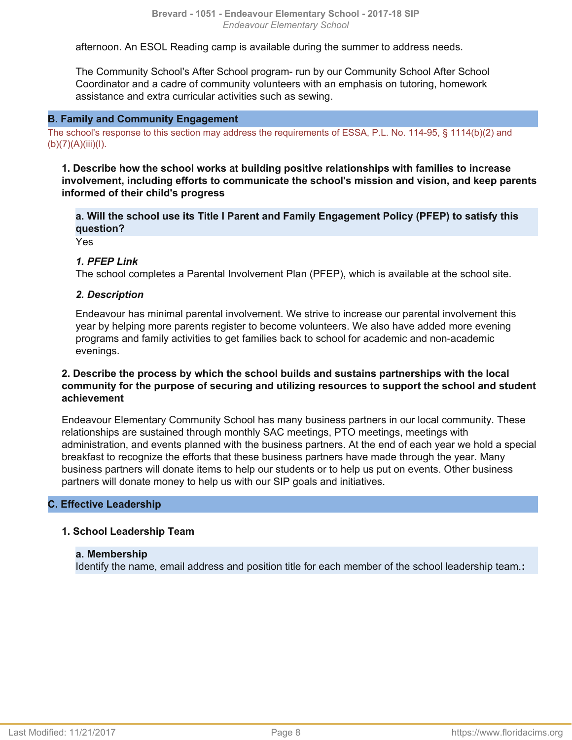afternoon. An ESOL Reading camp is available during the summer to address needs.

The Community School's After School program- run by our Community School After School Coordinator and a cadre of community volunteers with an emphasis on tutoring, homework assistance and extra curricular activities such as sewing.

## B. Family and Community Engagement

The school's response to this section may address the requirements of ESSA, P.L. No. 114-95, § 1114(b)(2) and (b)(7)(A)(iii)(I).

### 1. Describe how the school works at building positive relationships with families to increase involvement, including efforts to communicate the school's mission and vision, and keep parents informed of their child's progress

#### a. Will the school use its Title I Parent and Family Engagement Policy (PFEP) to satisfy this question?

Yes

***1. PFEP Link***

The school completes a Parental Involvement Plan (PFEP), which is available at the school site.

***2. Description***

Endeavour has minimal parental involvement. We strive to increase our parental involvement this year by helping more parents register to become volunteers. We also have added more evening programs and family activities to get families back to school for academic and non-academic evenings.

### 2. Describe the process by which the school builds and sustains partnerships with the local community for the purpose of securing and utilizing resources to support the school and student achievement

Endeavour Elementary Community School has many business partners in our local community. These relationships are sustained through monthly SAC meetings, PTO meetings, meetings with administration, and events planned with the business partners. At the end of each year we hold a special breakfast to recognize the efforts that these business partners have made through the year. Many business partners will donate items to help our students or to help us put on events. Other business partners will donate money to help us with our SIP goals and initiatives.

## C. Effective Leadership

### 1. School Leadership Team

#### a. Membership

Identify the name, email address and position title for each member of the school leadership team.**:**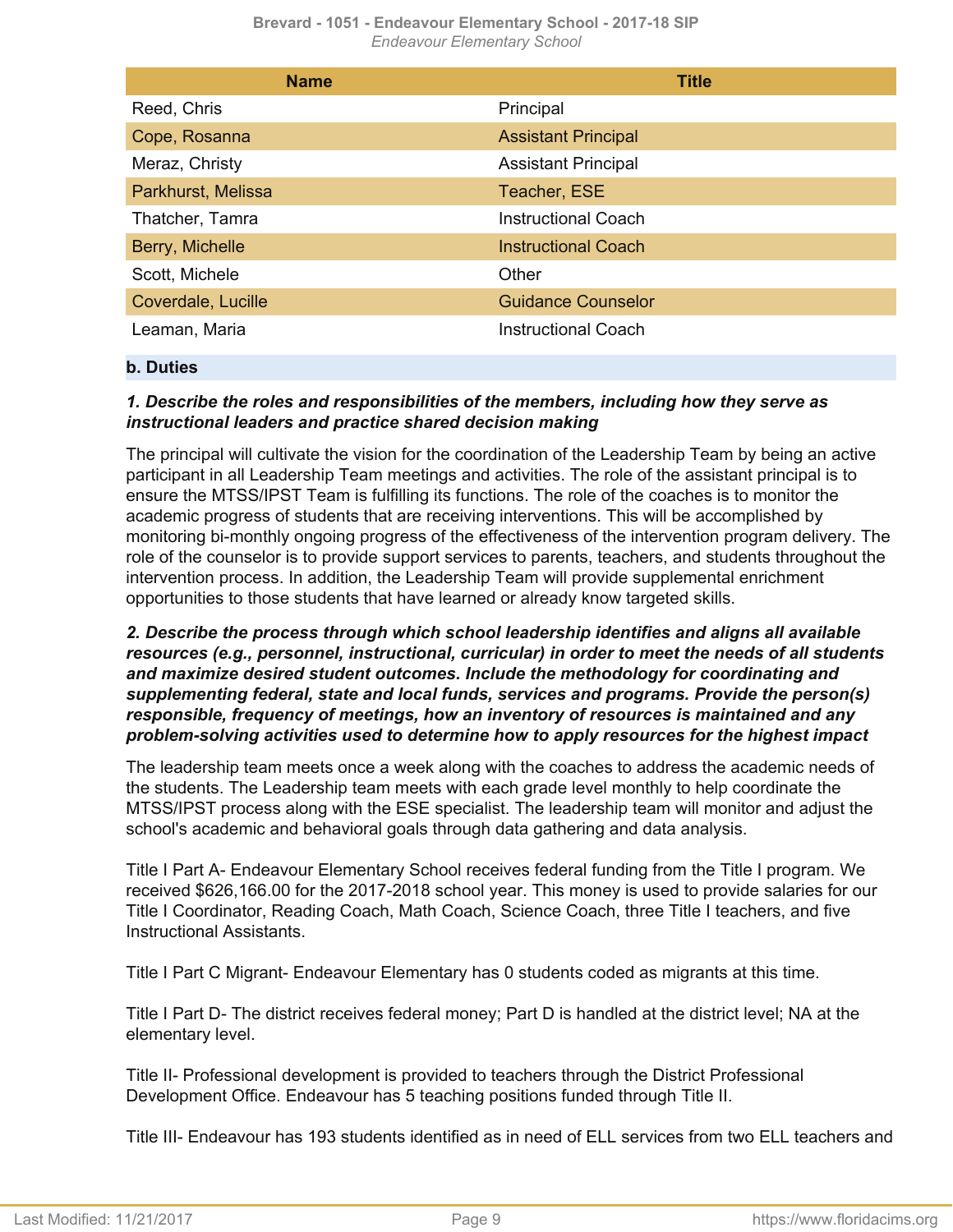| Name | Title |
|---|---|
| Reed, Chris | Principal |
| Cope, Rosanna | Assistant Principal |
| Meraz, Christy | Assistant Principal |
| Parkhurst, Melissa | Teacher, ESE |
| Thatcher, Tamra | Instructional Coach |
| Berry, Michelle | Instructional Coach |
| Scott, Michele | Other |
| Coverdale, Lucille | Guidance Counselor |
| Leaman, Maria | Instructional Coach |

**b. Duties**

***1. Describe the roles and responsibilities of the members, including how they serve as instructional leaders and practice shared decision making***

The principal will cultivate the vision for the coordination of the Leadership Team by being an active participant in all Leadership Team meetings and activities. The role of the assistant principal is to ensure the MTSS/IPST Team is fulfilling its functions. The role of the coaches is to monitor the academic progress of students that are receiving interventions. This will be accomplished by monitoring bi-monthly ongoing progress of the effectiveness of the intervention program delivery. The role of the counselor is to provide support services to parents, teachers, and students throughout the intervention process. In addition, the Leadership Team will provide supplemental enrichment opportunities to those students that have learned or already know targeted skills.

***2. Describe the process through which school leadership identifies and aligns all available resources (e.g., personnel, instructional, curricular) in order to meet the needs of all students and maximize desired student outcomes. Include the methodology for coordinating and supplementing federal, state and local funds, services and programs. Provide the person(s) responsible, frequency of meetings, how an inventory of resources is maintained and any problem-solving activities used to determine how to apply resources for the highest impact***

The leadership team meets once a week along with the coaches to address the academic needs of the students. The Leadership team meets with each grade level monthly to help coordinate the MTSS/IPST process along with the ESE specialist. The leadership team will monitor and adjust the school's academic and behavioral goals through data gathering and data analysis.

Title I Part A- Endeavour Elementary School receives federal funding from the Title I program. We received $626,166.00 for the 2017-2018 school year. This money is used to provide salaries for our Title I Coordinator, Reading Coach, Math Coach, Science Coach, three Title I teachers, and five Instructional Assistants.

Title I Part C Migrant- Endeavour Elementary has 0 students coded as migrants at this time.

Title I Part D- The district receives federal money; Part D is handled at the district level; NA at the elementary level.

Title II- Professional development is provided to teachers through the District Professional Development Office. Endeavour has 5 teaching positions funded through Title II.

Title III- Endeavour has 193 students identified as in need of ELL services from two ELL teachers and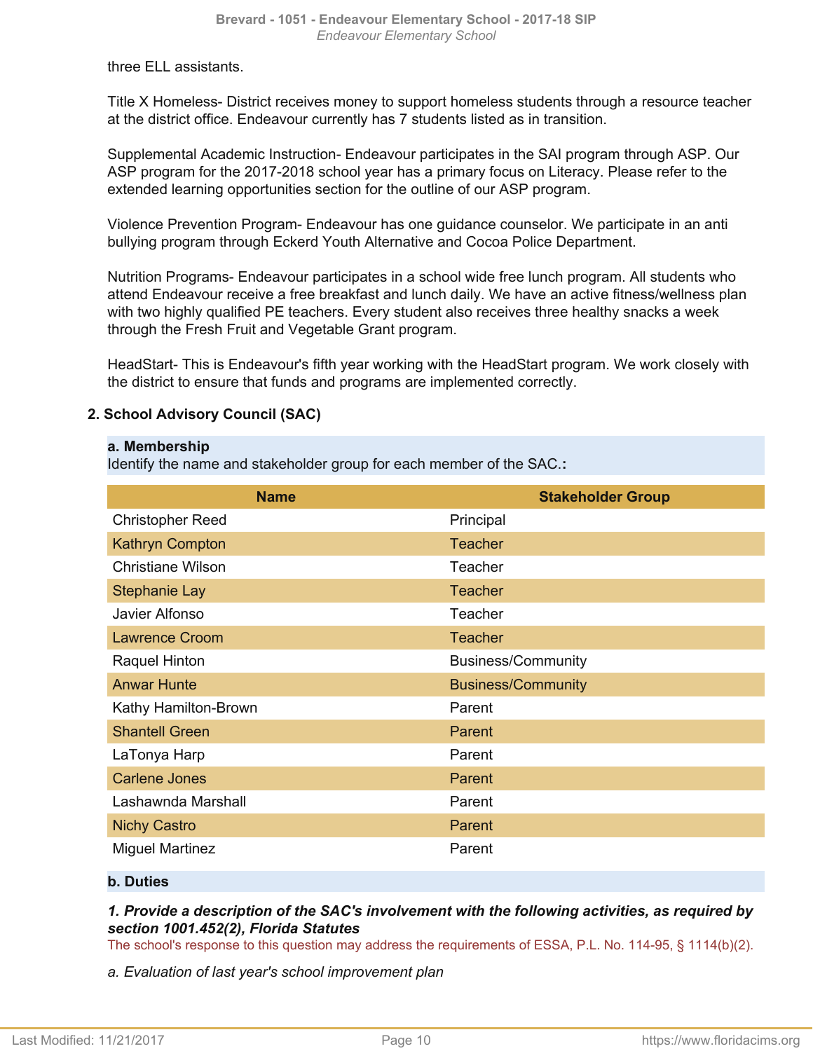three ELL assistants.

Title X Homeless- District receives money to support homeless students through a resource teacher at the district office. Endeavour currently has 7 students listed as in transition.

Supplemental Academic Instruction- Endeavour participates in the SAI program through ASP. Our ASP program for the 2017-2018 school year has a primary focus on Literacy. Please refer to the extended learning opportunities section for the outline of our ASP program.

Violence Prevention Program- Endeavour has one guidance counselor. We participate in an anti bullying program through Eckerd Youth Alternative and Cocoa Police Department.

Nutrition Programs- Endeavour participates in a school wide free lunch program. All students who attend Endeavour receive a free breakfast and lunch daily. We have an active fitness/wellness plan with two highly qualified PE teachers. Every student also receives three healthy snacks a week through the Fresh Fruit and Vegetable Grant program.

HeadStart- This is Endeavour's fifth year working with the HeadStart program. We work closely with the district to ensure that funds and programs are implemented correctly.

### 2. School Advisory Council (SAC)

**a. Membership**

Identify the name and stakeholder group for each member of the SAC.**:**

| Name | Stakeholder Group |
|---|---|
| Christopher Reed | Principal |
| Kathryn Compton | Teacher |
| Christiane Wilson | Teacher |
| Stephanie Lay | Teacher |
| Javier Alfonso | Teacher |
| Lawrence Croom | Teacher |
| Raquel Hinton | Business/Community |
| Anwar Hunte | Business/Community |
| Kathy Hamilton-Brown | Parent |
| Shantell Green | Parent |
| LaTonya Harp | Parent |
| Carlene Jones | Parent |
| Lashawnda Marshall | Parent |
| Nichy Castro | Parent |
| Miguel Martinez | Parent |

**b. Duties**

***1. Provide a description of the SAC's involvement with the following activities, as required by section 1001.452(2), Florida Statutes***

The school's response to this question may address the requirements of ESSA, P.L. No. 114-95, § 1114(b)(2).

*a. Evaluation of last year's school improvement plan*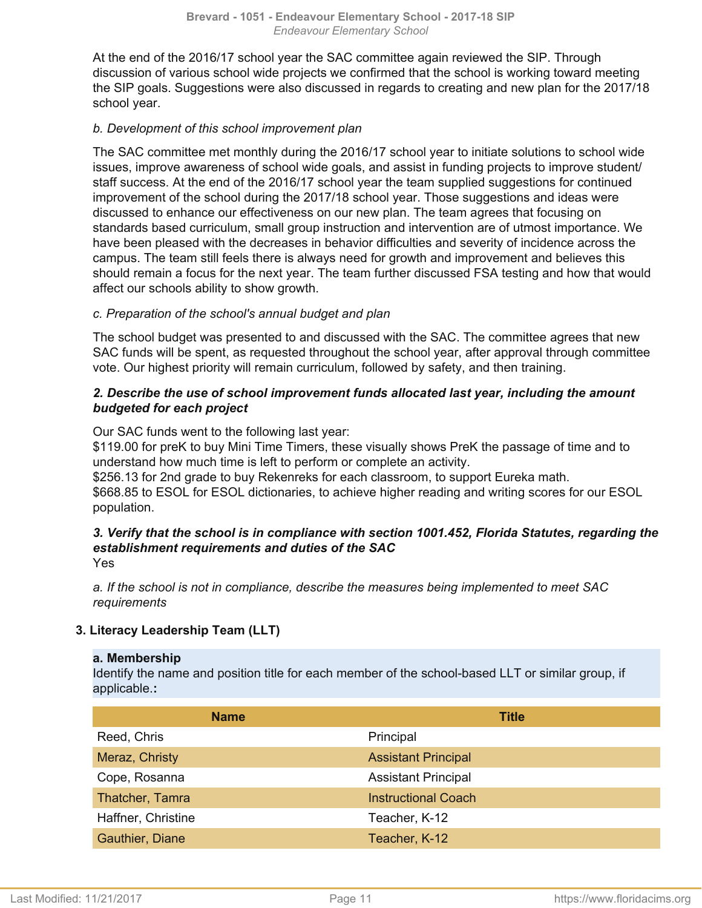At the end of the 2016/17 school year the SAC committee again reviewed the SIP. Through discussion of various school wide projects we confirmed that the school is working toward meeting the SIP goals. Suggestions were also discussed in regards to creating and new plan for the 2017/18 school year.

*b. Development of this school improvement plan*

The SAC committee met monthly during the 2016/17 school year to initiate solutions to school wide issues, improve awareness of school wide goals, and assist in funding projects to improve student/staff success. At the end of the 2016/17 school year the team supplied suggestions for continued improvement of the school during the 2017/18 school year. Those suggestions and ideas were discussed to enhance our effectiveness on our new plan. The team agrees that focusing on standards based curriculum, small group instruction and intervention are of utmost importance. We have been pleased with the decreases in behavior difficulties and severity of incidence across the campus. The team still feels there is always need for growth and improvement and believes this should remain a focus for the next year. The team further discussed FSA testing and how that would affect our schools ability to show growth.

*c. Preparation of the school's annual budget and plan*

The school budget was presented to and discussed with the SAC. The committee agrees that new SAC funds will be spent, as requested throughout the school year, after approval through committee vote. Our highest priority will remain curriculum, followed by safety, and then training.

***2. Describe the use of school improvement funds allocated last year, including the amount budgeted for each project***

Our SAC funds went to the following last year:
$119.00 for preK to buy Mini Time Timers, these visually shows PreK the passage of time and to understand how much time is left to perform or complete an activity.
$256.13 for 2nd grade to buy Rekenreks for each classroom, to support Eureka math.
$668.85 to ESOL for ESOL dictionaries, to achieve higher reading and writing scores for our ESOL population.

***3. Verify that the school is in compliance with section 1001.452, Florida Statutes, regarding the establishment requirements and duties of the SAC***
Yes

*a. If the school is not in compliance, describe the measures being implemented to meet SAC requirements*

### 3. Literacy Leadership Team (LLT)

**a. Membership**
Identify the name and position title for each member of the school-based LLT or similar group, if applicable.**:**

| Name | Title |
|---|---|
| Reed, Chris | Principal |
| Meraz, Christy | Assistant Principal |
| Cope, Rosanna | Assistant Principal |
| Thatcher, Tamra | Instructional Coach |
| Haffner, Christine | Teacher, K-12 |
| Gauthier, Diane | Teacher, K-12 |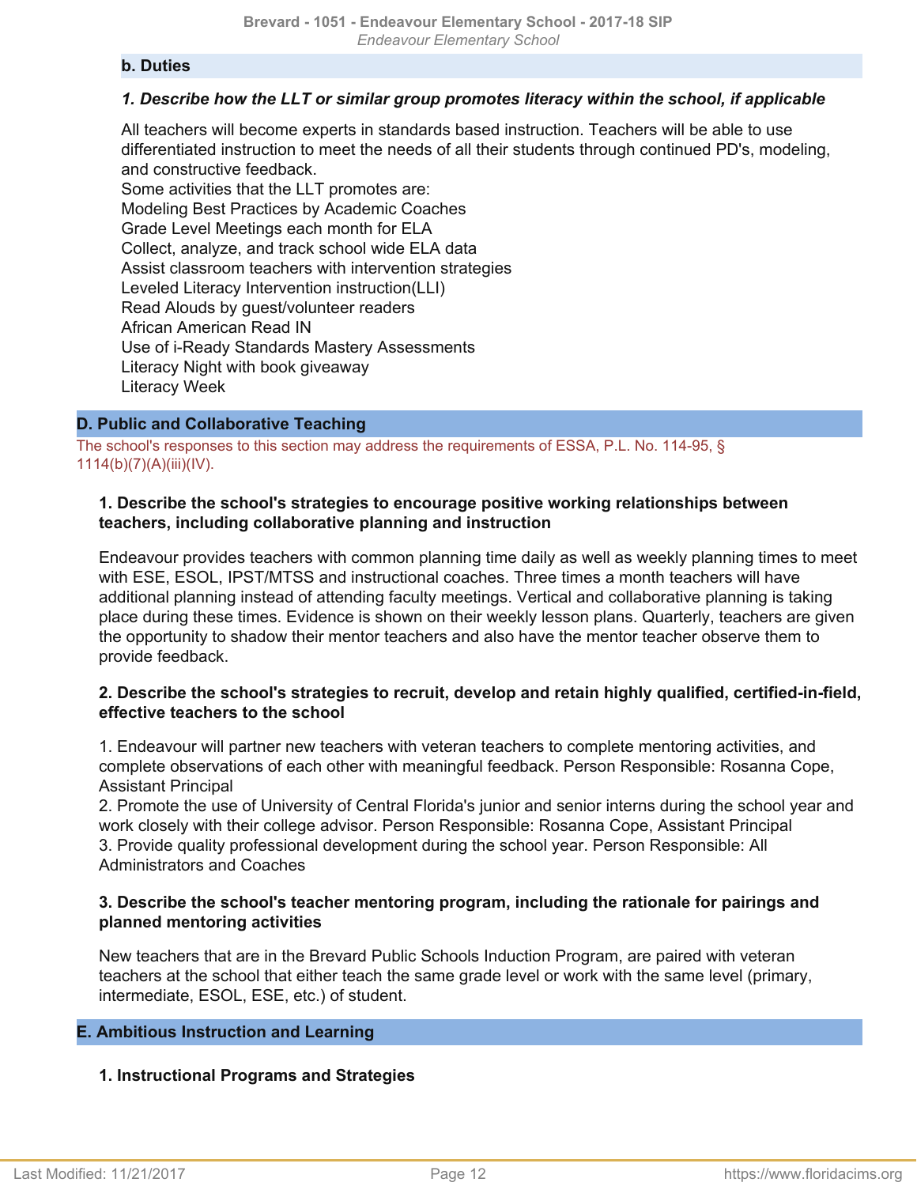#### b. Duties

##### *1. Describe how the LLT or similar group promotes literacy within the school, if applicable*

All teachers will become experts in standards based instruction. Teachers will be able to use differentiated instruction to meet the needs of all their students through continued PD's, modeling, and constructive feedback.
Some activities that the LLT promotes are:
Modeling Best Practices by Academic Coaches
Grade Level Meetings each month for ELA
Collect, analyze, and track school wide ELA data
Assist classroom teachers with intervention strategies
Leveled Literacy Intervention instruction(LLI)
Read Alouds by guest/volunteer readers
African American Read IN
Use of i-Ready Standards Mastery Assessments
Literacy Night with book giveaway
Literacy Week

## D. Public and Collaborative Teaching

The school's responses to this section may address the requirements of ESSA, P.L. No. 114-95, § 1114(b)(7)(A)(iii)(IV).

#### 1. Describe the school's strategies to encourage positive working relationships between teachers, including collaborative planning and instruction

Endeavour provides teachers with common planning time daily as well as weekly planning times to meet with ESE, ESOL, IPST/MTSS and instructional coaches. Three times a month teachers will have additional planning instead of attending faculty meetings. Vertical and collaborative planning is taking place during these times. Evidence is shown on their weekly lesson plans. Quarterly, teachers are given the opportunity to shadow their mentor teachers and also have the mentor teacher observe them to provide feedback.

#### 2. Describe the school's strategies to recruit, develop and retain highly qualified, certified-in-field, effective teachers to the school

1. Endeavour will partner new teachers with veteran teachers to complete mentoring activities, and complete observations of each other with meaningful feedback. Person Responsible: Rosanna Cope, Assistant Principal
2. Promote the use of University of Central Florida's junior and senior interns during the school year and work closely with their college advisor. Person Responsible: Rosanna Cope, Assistant Principal
3. Provide quality professional development during the school year. Person Responsible: All Administrators and Coaches

#### 3. Describe the school's teacher mentoring program, including the rationale for pairings and planned mentoring activities

New teachers that are in the Brevard Public Schools Induction Program, are paired with veteran teachers at the school that either teach the same grade level or work with the same level (primary, intermediate, ESOL, ESE, etc.) of student.

## E. Ambitious Instruction and Learning

#### 1. Instructional Programs and Strategies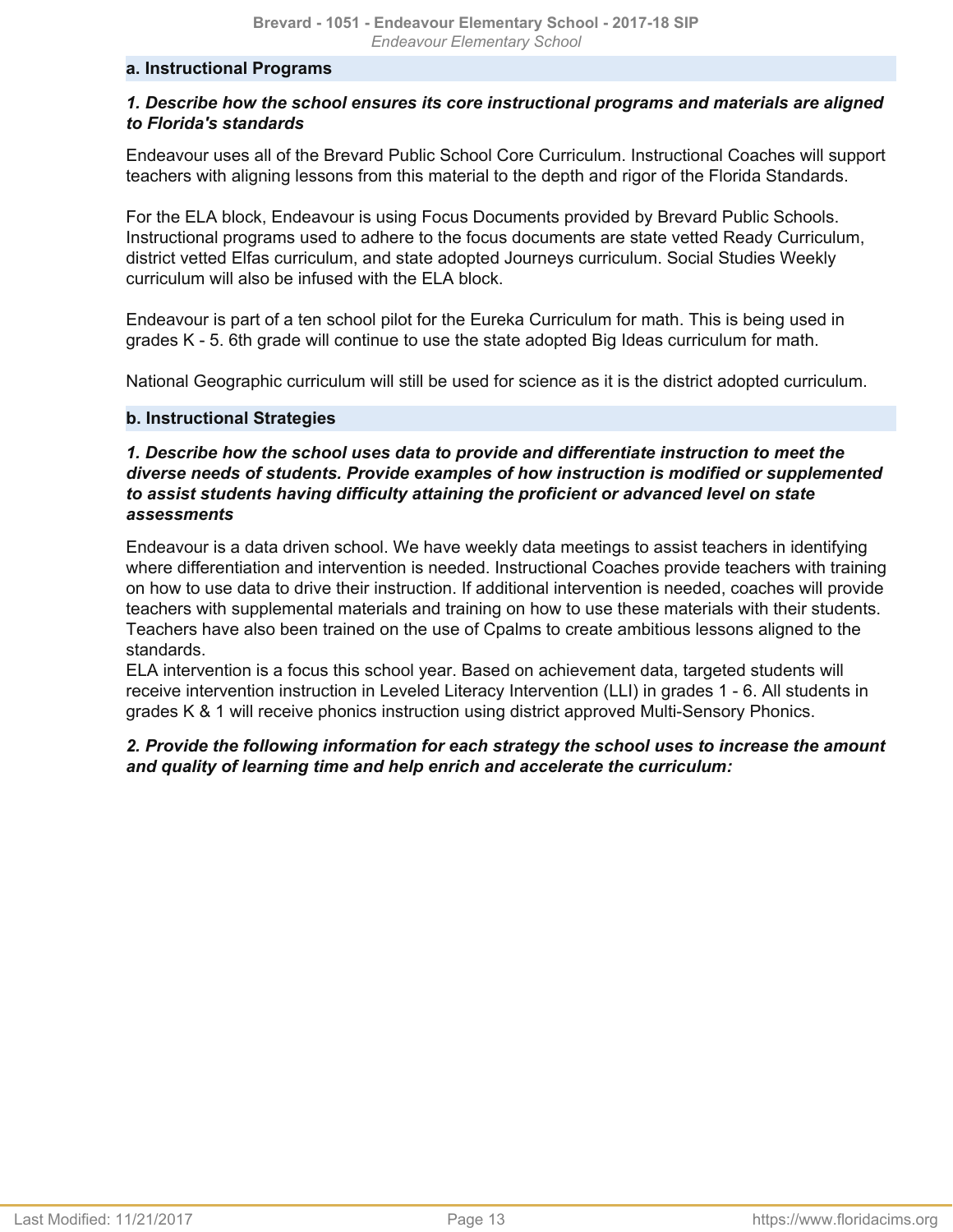### a. Instructional Programs

***1. Describe how the school ensures its core instructional programs and materials are aligned to Florida's standards***

Endeavour uses all of the Brevard Public School Core Curriculum. Instructional Coaches will support teachers with aligning lessons from this material to the depth and rigor of the Florida Standards.

For the ELA block, Endeavour is using Focus Documents provided by Brevard Public Schools. Instructional programs used to adhere to the focus documents are state vetted Ready Curriculum, district vetted Elfas curriculum, and state adopted Journeys curriculum. Social Studies Weekly curriculum will also be infused with the ELA block.

Endeavour is part of a ten school pilot for the Eureka Curriculum for math. This is being used in grades K - 5. 6th grade will continue to use the state adopted Big Ideas curriculum for math.

National Geographic curriculum will still be used for science as it is the district adopted curriculum.

### b. Instructional Strategies

***1. Describe how the school uses data to provide and differentiate instruction to meet the diverse needs of students. Provide examples of how instruction is modified or supplemented to assist students having difficulty attaining the proficient or advanced level on state assessments***

Endeavour is a data driven school. We have weekly data meetings to assist teachers in identifying where differentiation and intervention is needed. Instructional Coaches provide teachers with training on how to use data to drive their instruction. If additional intervention is needed, coaches will provide teachers with supplemental materials and training on how to use these materials with their students. Teachers have also been trained on the use of Cpalms to create ambitious lessons aligned to the standards.
ELA intervention is a focus this school year. Based on achievement data, targeted students will receive intervention instruction in Leveled Literacy Intervention (LLI) in grades 1 - 6. All students in grades K & 1 will receive phonics instruction using district approved Multi-Sensory Phonics.

***2. Provide the following information for each strategy the school uses to increase the amount and quality of learning time and help enrich and accelerate the curriculum:***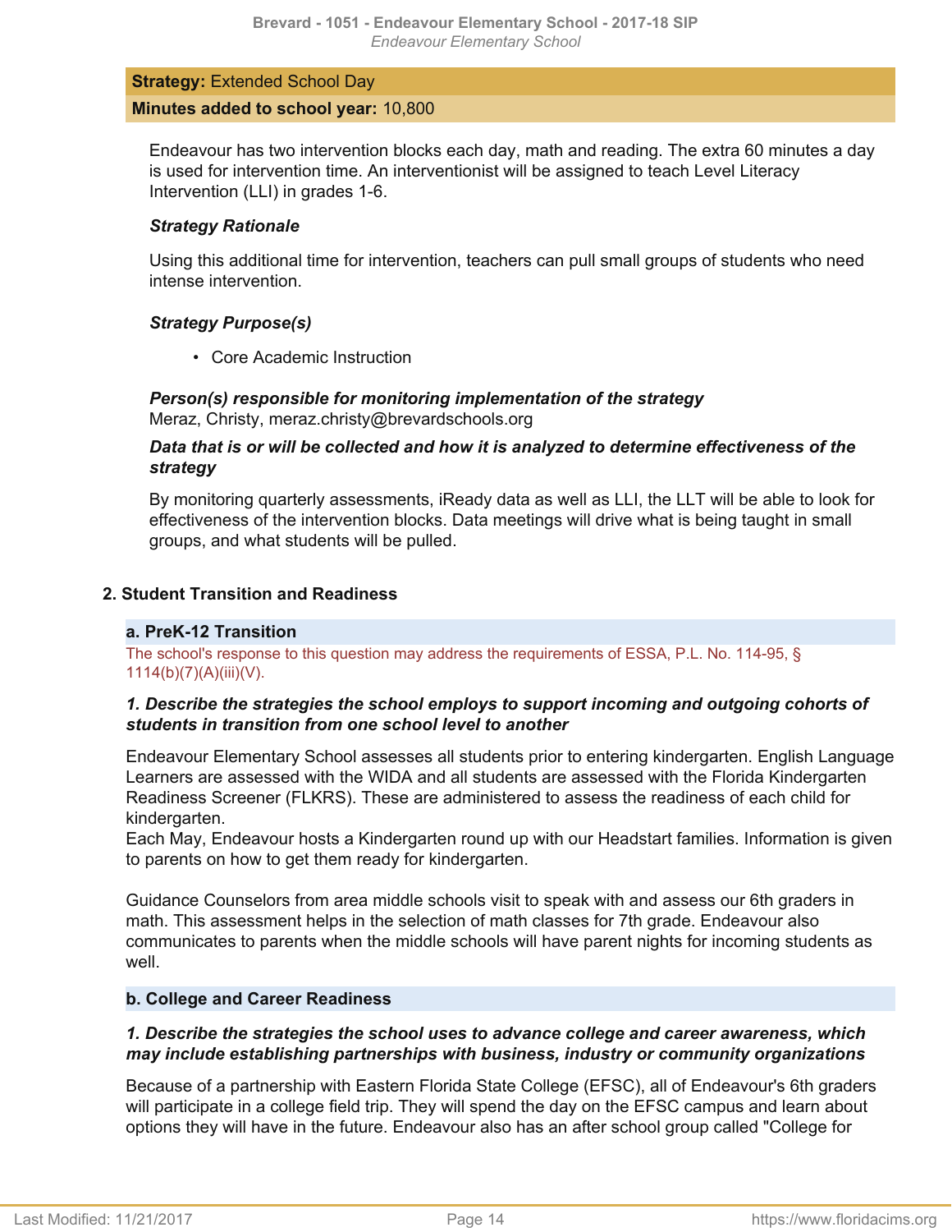**Strategy:** Extended School Day

**Minutes added to school year:** 10,800

Endeavour has two intervention blocks each day, math and reading. The extra 60 minutes a day is used for intervention time. An interventionist will be assigned to teach Level Literacy Intervention (LLI) in grades 1-6.

***Strategy Rationale***

Using this additional time for intervention, teachers can pull small groups of students who need intense intervention.

***Strategy Purpose(s)***

- Core Academic Instruction

***Person(s) responsible for monitoring implementation of the strategy***
Meraz, Christy, meraz.christy@brevardschools.org

***Data that is or will be collected and how it is analyzed to determine effectiveness of the strategy***

By monitoring quarterly assessments, iReady data as well as LLI, the LLT will be able to look for effectiveness of the intervention blocks. Data meetings will drive what is being taught in small groups, and what students will be pulled.

### 2. Student Transition and Readiness

#### a. PreK-12 Transition

The school's response to this question may address the requirements of ESSA, P.L. No. 114-95, § 1114(b)(7)(A)(iii)(V).

***1. Describe the strategies the school employs to support incoming and outgoing cohorts of students in transition from one school level to another***

Endeavour Elementary School assesses all students prior to entering kindergarten. English Language Learners are assessed with the WIDA and all students are assessed with the Florida Kindergarten Readiness Screener (FLKRS). These are administered to assess the readiness of each child for kindergarten.
Each May, Endeavour hosts a Kindergarten round up with our Headstart families. Information is given to parents on how to get them ready for kindergarten.

Guidance Counselors from area middle schools visit to speak with and assess our 6th graders in math. This assessment helps in the selection of math classes for 7th grade. Endeavour also communicates to parents when the middle schools will have parent nights for incoming students as well.

#### b. College and Career Readiness

***1. Describe the strategies the school uses to advance college and career awareness, which may include establishing partnerships with business, industry or community organizations***

Because of a partnership with Eastern Florida State College (EFSC), all of Endeavour's 6th graders will participate in a college field trip. They will spend the day on the EFSC campus and learn about options they will have in the future. Endeavour also has an after school group called "College for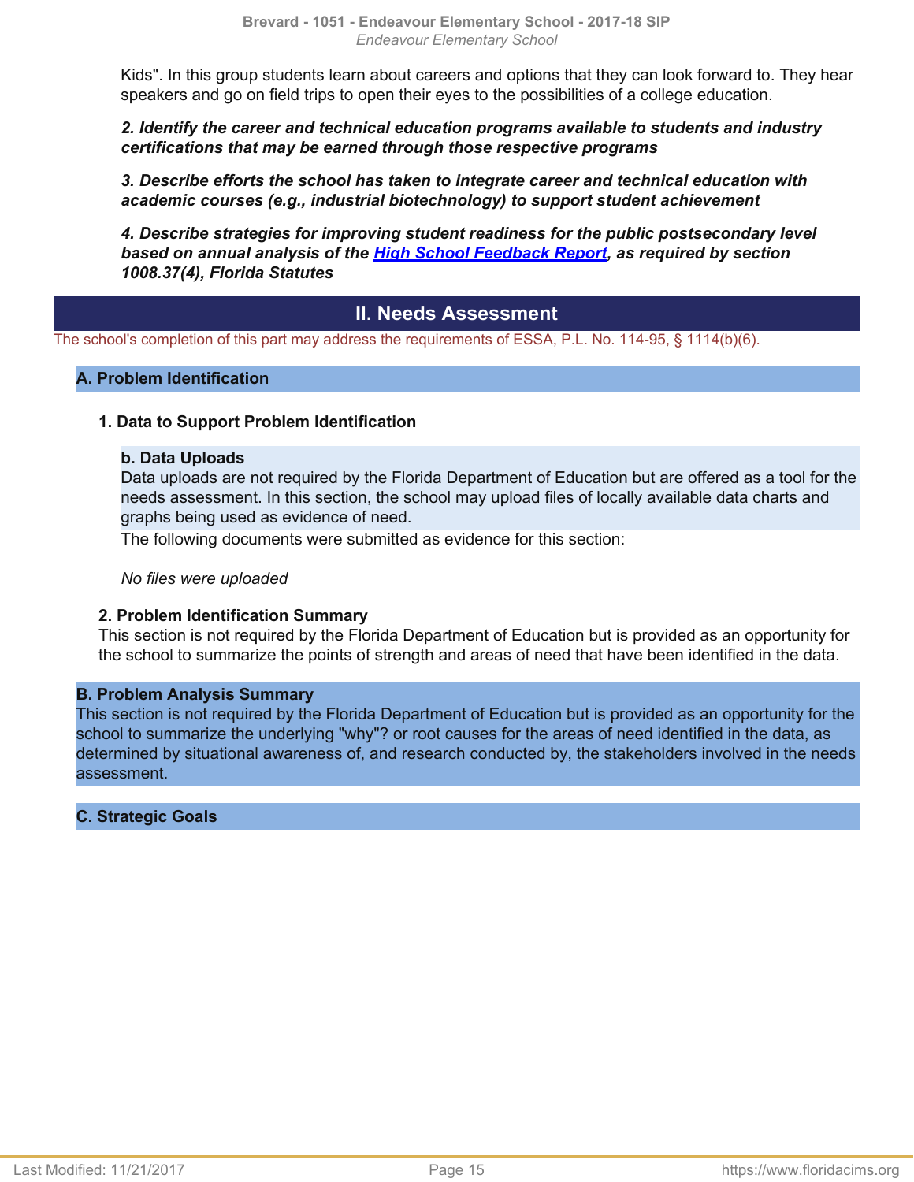Kids". In this group students learn about careers and options that they can look forward to. They hear speakers and go on field trips to open their eyes to the possibilities of a college education.

***2. Identify the career and technical education programs available to students and industry certifications that may be earned through those respective programs***

***3. Describe efforts the school has taken to integrate career and technical education with academic courses (e.g., industrial biotechnology) to support student achievement***

***4. Describe strategies for improving student readiness for the public postsecondary level based on annual analysis of the High School Feedback Report, as required by section 1008.37(4), Florida Statutes***

# II. Needs Assessment

The school's completion of this part may address the requirements of ESSA, P.L. No. 114-95, § 1114(b)(6).

## A. Problem Identification

### 1. Data to Support Problem Identification

#### b. Data Uploads

Data uploads are not required by the Florida Department of Education but are offered as a tool for the needs assessment. In this section, the school may upload files of locally available data charts and graphs being used as evidence of need.

The following documents were submitted as evidence for this section:

*No files were uploaded*

### 2. Problem Identification Summary

This section is not required by the Florida Department of Education but is provided as an opportunity for the school to summarize the points of strength and areas of need that have been identified in the data.

## B. Problem Analysis Summary

This section is not required by the Florida Department of Education but is provided as an opportunity for the school to summarize the underlying "why"? or root causes for the areas of need identified in the data, as determined by situational awareness of, and research conducted by, the stakeholders involved in the needs assessment.

## C. Strategic Goals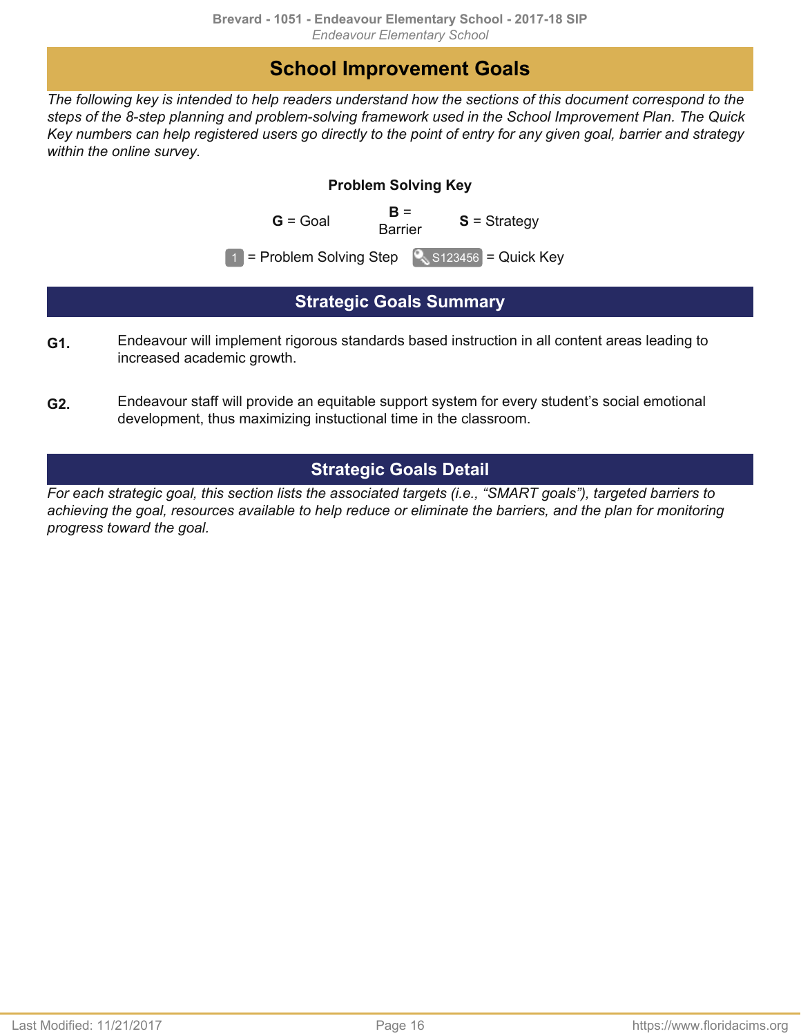# School Improvement Goals

*The following key is intended to help readers understand how the sections of this document correspond to the steps of the 8-step planning and problem-solving framework used in the School Improvement Plan. The Quick Key numbers can help registered users go directly to the point of entry for any given goal, barrier and strategy within the online survey.*

**Problem Solving Key**

**G** = Goal **B** = Barrier **S** = Strategy

1 = Problem Solving Step S123456 = Quick Key

## Strategic Goals Summary

**G1.** Endeavour will implement rigorous standards based instruction in all content areas leading to increased academic growth.

**G2.** Endeavour staff will provide an equitable support system for every student's social emotional development, thus maximizing instuctional time in the classroom.

## Strategic Goals Detail

*For each strategic goal, this section lists the associated targets (i.e., "SMART goals"), targeted barriers to achieving the goal, resources available to help reduce or eliminate the barriers, and the plan for monitoring progress toward the goal.*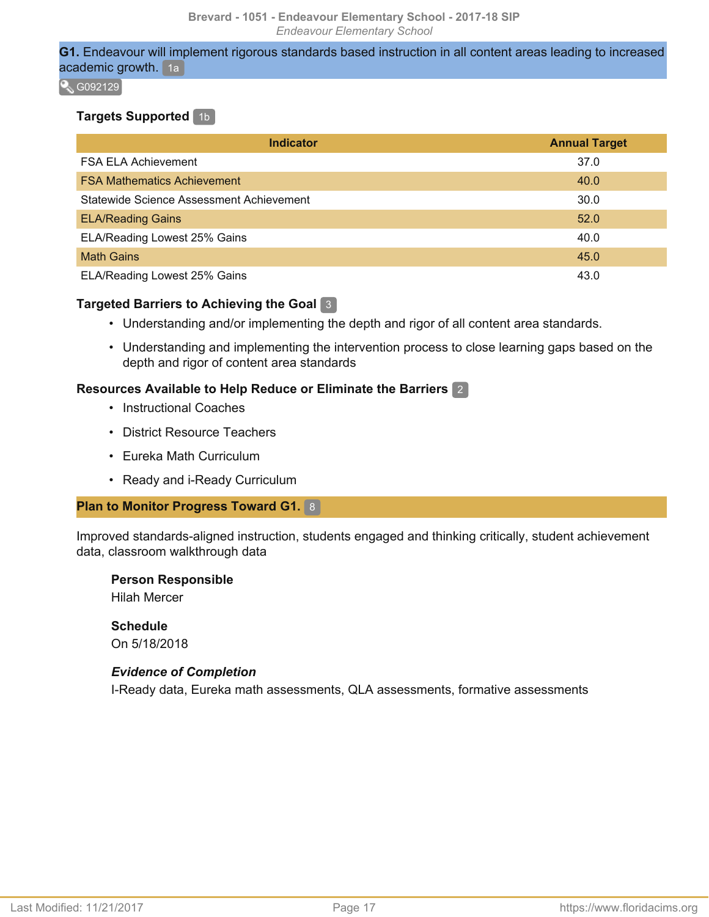**G1.** Endeavour will implement rigorous standards based instruction in all content areas leading to increased academic growth. 1a

G092129

### Targets Supported 1b

| Indicator | Annual Target |
|---|---|
| FSA ELA Achievement | 37.0 |
| FSA Mathematics Achievement | 40.0 |
| Statewide Science Assessment Achievement | 30.0 |
| ELA/Reading Gains | 52.0 |
| ELA/Reading Lowest 25% Gains | 40.0 |
| Math Gains | 45.0 |
| ELA/Reading Lowest 25% Gains | 43.0 |

### Targeted Barriers to Achieving the Goal 3

- Understanding and/or implementing the depth and rigor of all content area standards.
- Understanding and implementing the intervention process to close learning gaps based on the depth and rigor of content area standards

### Resources Available to Help Reduce or Eliminate the Barriers 2

- Instructional Coaches
- District Resource Teachers
- Eureka Math Curriculum
- Ready and i-Ready Curriculum

### Plan to Monitor Progress Toward G1. 8

Improved standards-aligned instruction, students engaged and thinking critically, student achievement data, classroom walkthrough data

**Person Responsible**
Hilah Mercer

**Schedule**
On 5/18/2018

***Evidence of Completion***
I-Ready data, Eureka math assessments, QLA assessments, formative assessments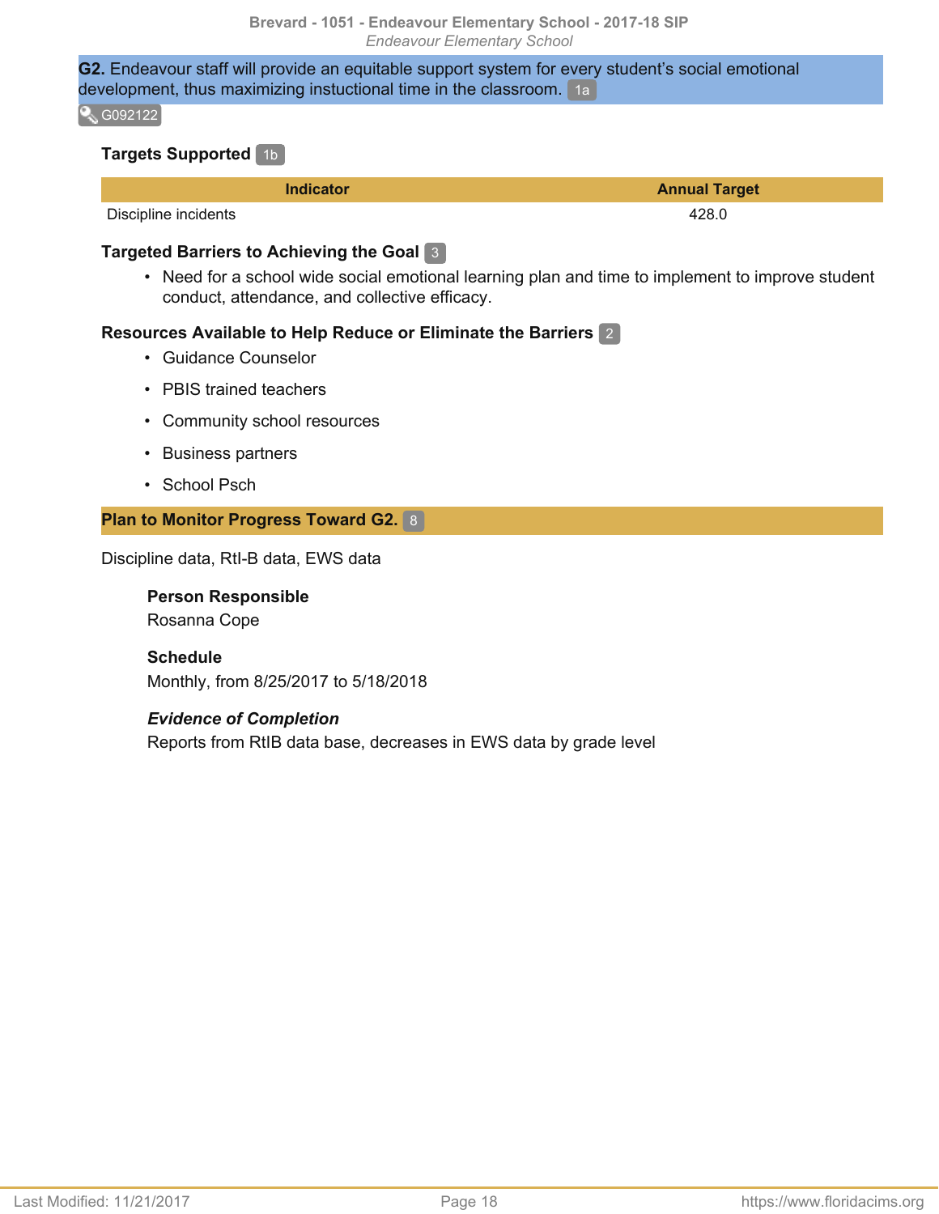**G2.** Endeavour staff will provide an equitable support system for every student's social emotional development, thus maximizing instuctional time in the classroom. 1a

G092122

### Targets Supported 1b

| Indicator | Annual Target |
| --- | --- |
| Discipline incidents | 428.0 |

### Targeted Barriers to Achieving the Goal 3

- Need for a school wide social emotional learning plan and time to implement to improve student conduct, attendance, and collective efficacy.

### Resources Available to Help Reduce or Eliminate the Barriers 2

- Guidance Counselor
- PBIS trained teachers
- Community school resources
- Business partners
- School Psch

### Plan to Monitor Progress Toward G2. 8

Discipline data, RtI-B data, EWS data

**Person Responsible**
Rosanna Cope

**Schedule**
Monthly, from 8/25/2017 to 5/18/2018

***Evidence of Completion***
Reports from RtIB data base, decreases in EWS data by grade level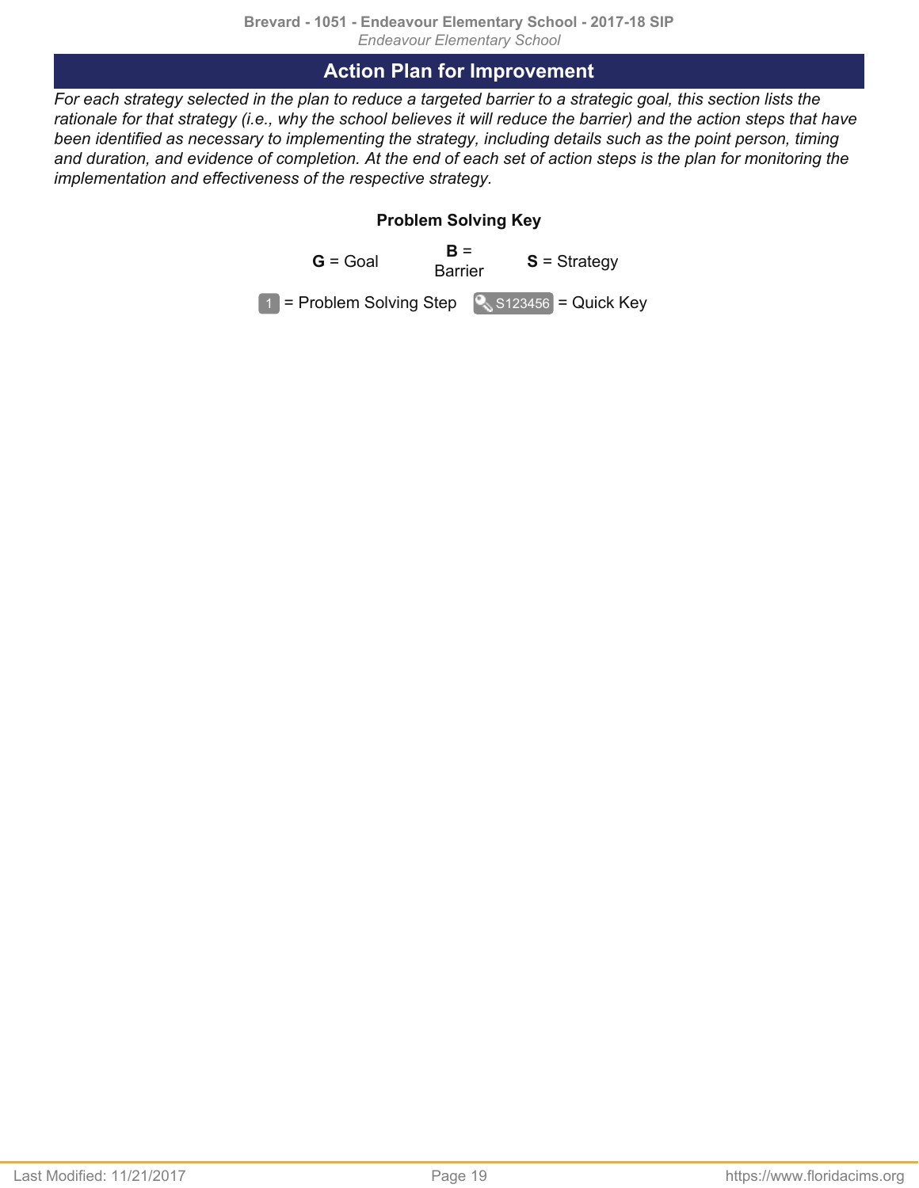## Action Plan for Improvement

*For each strategy selected in the plan to reduce a targeted barrier to a strategic goal, this section lists the rationale for that strategy (i.e., why the school believes it will reduce the barrier) and the action steps that have been identified as necessary to implementing the strategy, including details such as the point person, timing and duration, and evidence of completion. At the end of each set of action steps is the plan for monitoring the implementation and effectiveness of the respective strategy.*

**Problem Solving Key**

**G** = Goal  **B** = Barrier  **S** = Strategy

1 = Problem Solving Step  S123456 = Quick Key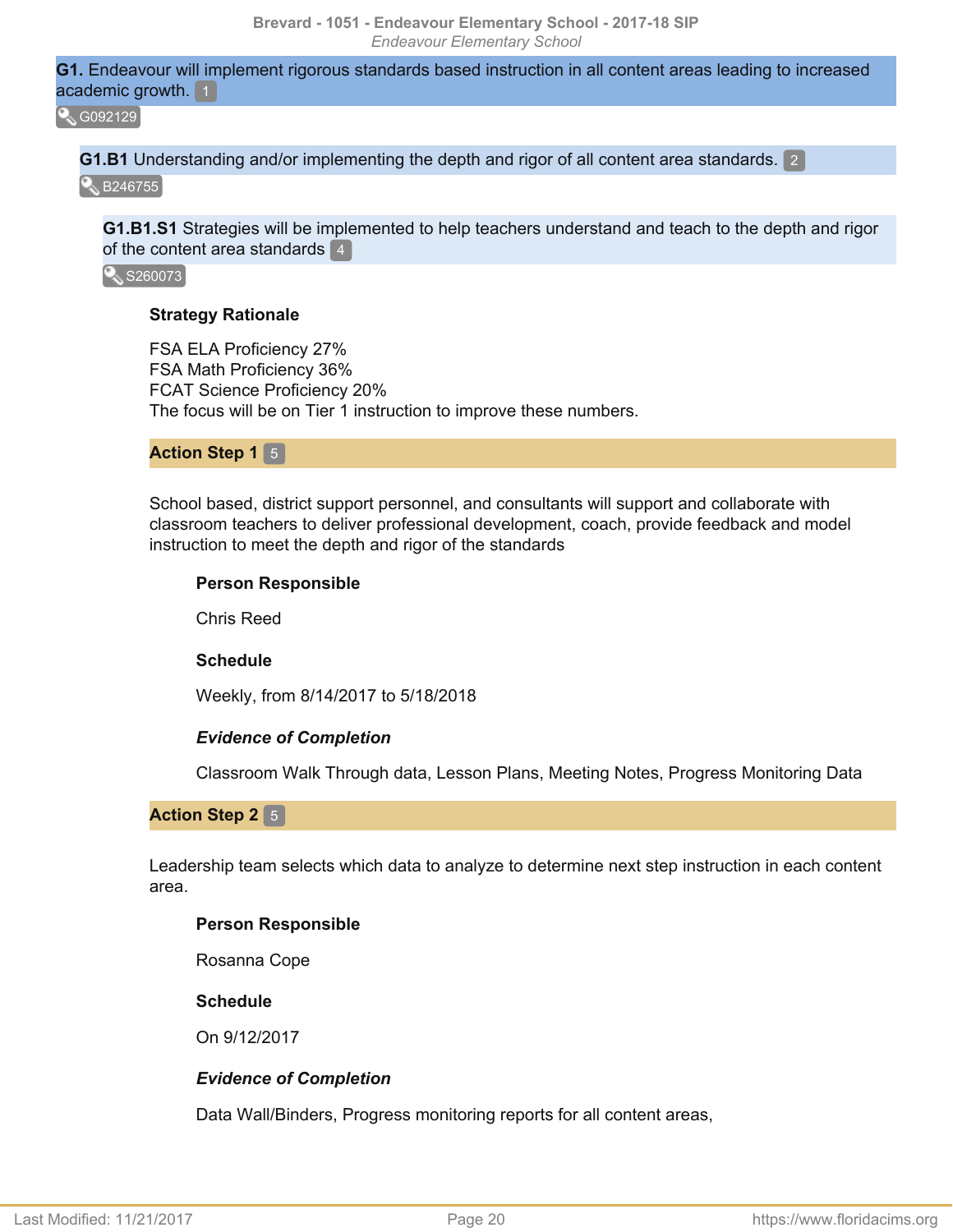**G1.** Endeavour will implement rigorous standards based instruction in all content areas leading to increased academic growth. 1

G092129

**G1.B1** Understanding and/or implementing the depth and rigor of all content area standards. 2

B246755

**G1.B1.S1** Strategies will be implemented to help teachers understand and teach to the depth and rigor of the content area standards 4

S260073

**Strategy Rationale**

FSA ELA Proficiency 27%
FSA Math Proficiency 36%
FCAT Science Proficiency 20%
The focus will be on Tier 1 instruction to improve these numbers.

**Action Step 1** 5

School based, district support personnel, and consultants will support and collaborate with classroom teachers to deliver professional development, coach, provide feedback and model instruction to meet the depth and rigor of the standards

**Person Responsible**

Chris Reed

**Schedule**

Weekly, from 8/14/2017 to 5/18/2018

***Evidence of Completion***

Classroom Walk Through data, Lesson Plans, Meeting Notes, Progress Monitoring Data

**Action Step 2** 5

Leadership team selects which data to analyze to determine next step instruction in each content area.

**Person Responsible**

Rosanna Cope

**Schedule**

On 9/12/2017

***Evidence of Completion***

Data Wall/Binders, Progress monitoring reports for all content areas,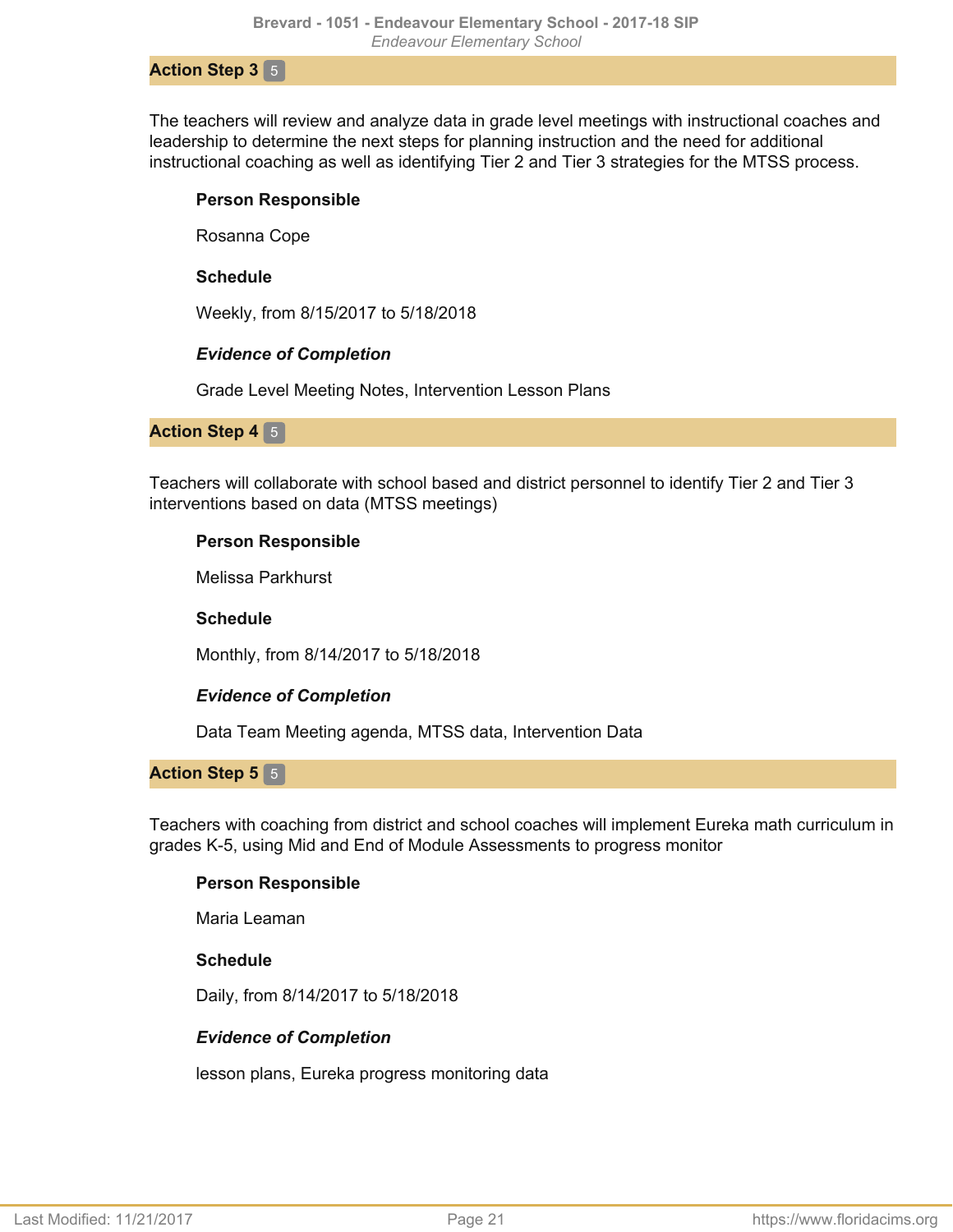**Action Step 3** 5

The teachers will review and analyze data in grade level meetings with instructional coaches and leadership to determine the next steps for planning instruction and the need for additional instructional coaching as well as identifying Tier 2 and Tier 3 strategies for the MTSS process.

**Person Responsible**

Rosanna Cope

**Schedule**

Weekly, from 8/15/2017 to 5/18/2018

***Evidence of Completion***

Grade Level Meeting Notes, Intervention Lesson Plans

**Action Step 4** 5

Teachers will collaborate with school based and district personnel to identify Tier 2 and Tier 3 interventions based on data (MTSS meetings)

**Person Responsible**

Melissa Parkhurst

**Schedule**

Monthly, from 8/14/2017 to 5/18/2018

***Evidence of Completion***

Data Team Meeting agenda, MTSS data, Intervention Data

**Action Step 5** 5

Teachers with coaching from district and school coaches will implement Eureka math curriculum in grades K-5, using Mid and End of Module Assessments to progress monitor

**Person Responsible**

Maria Leaman

**Schedule**

Daily, from 8/14/2017 to 5/18/2018

***Evidence of Completion***

lesson plans, Eureka progress monitoring data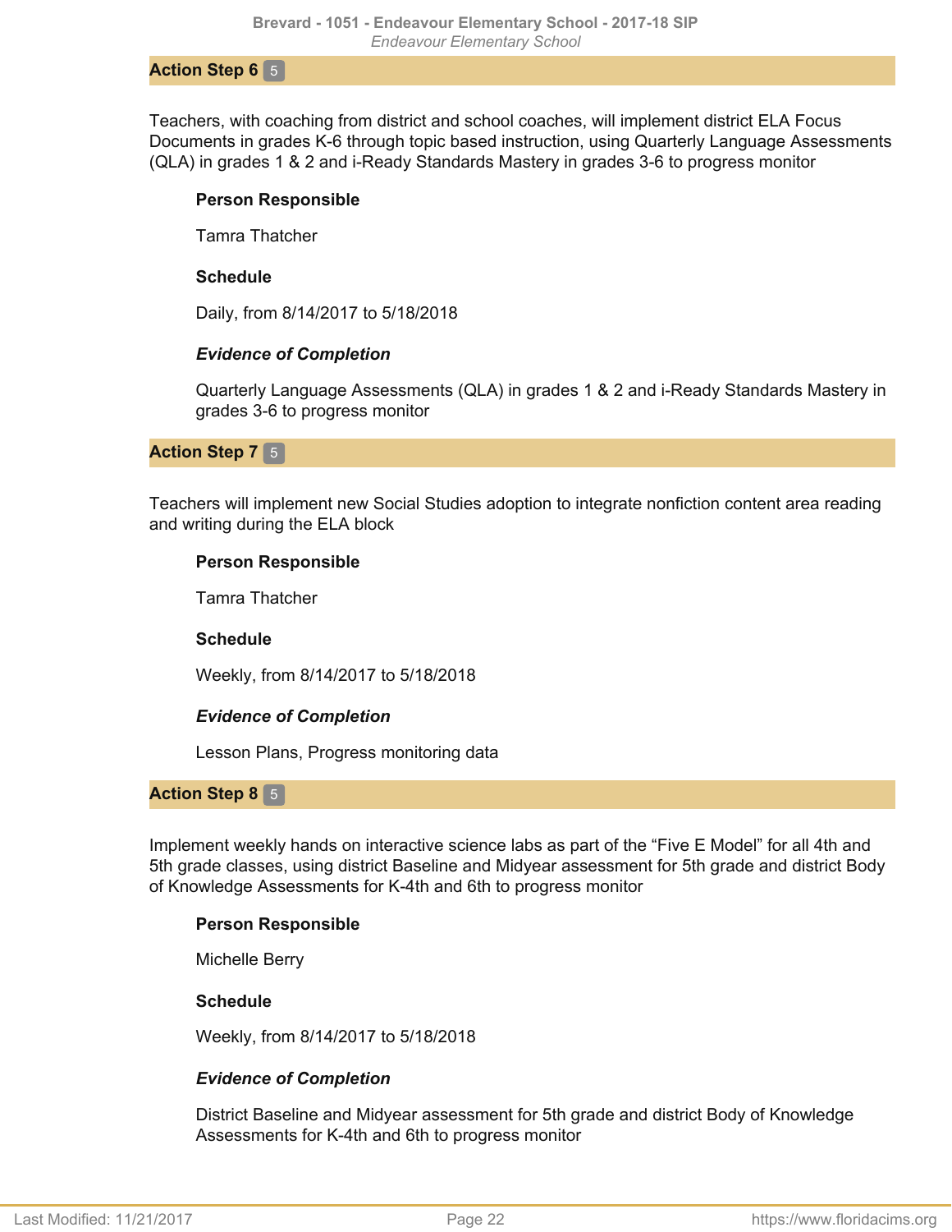**Action Step 6** 5

Teachers, with coaching from district and school coaches, will implement district ELA Focus Documents in grades K-6 through topic based instruction, using Quarterly Language Assessments (QLA) in grades 1 & 2 and i-Ready Standards Mastery in grades 3-6 to progress monitor

**Person Responsible**

Tamra Thatcher

**Schedule**

Daily, from 8/14/2017 to 5/18/2018

***Evidence of Completion***

Quarterly Language Assessments (QLA) in grades 1 & 2 and i-Ready Standards Mastery in grades 3-6 to progress monitor

**Action Step 7** 5

Teachers will implement new Social Studies adoption to integrate nonfiction content area reading and writing during the ELA block

**Person Responsible**

Tamra Thatcher

**Schedule**

Weekly, from 8/14/2017 to 5/18/2018

***Evidence of Completion***

Lesson Plans, Progress monitoring data

**Action Step 8** 5

Implement weekly hands on interactive science labs as part of the "Five E Model" for all 4th and 5th grade classes, using district Baseline and Midyear assessment for 5th grade and district Body of Knowledge Assessments for K-4th and 6th to progress monitor

**Person Responsible**

Michelle Berry

**Schedule**

Weekly, from 8/14/2017 to 5/18/2018

***Evidence of Completion***

District Baseline and Midyear assessment for 5th grade and district Body of Knowledge Assessments for K-4th and 6th to progress monitor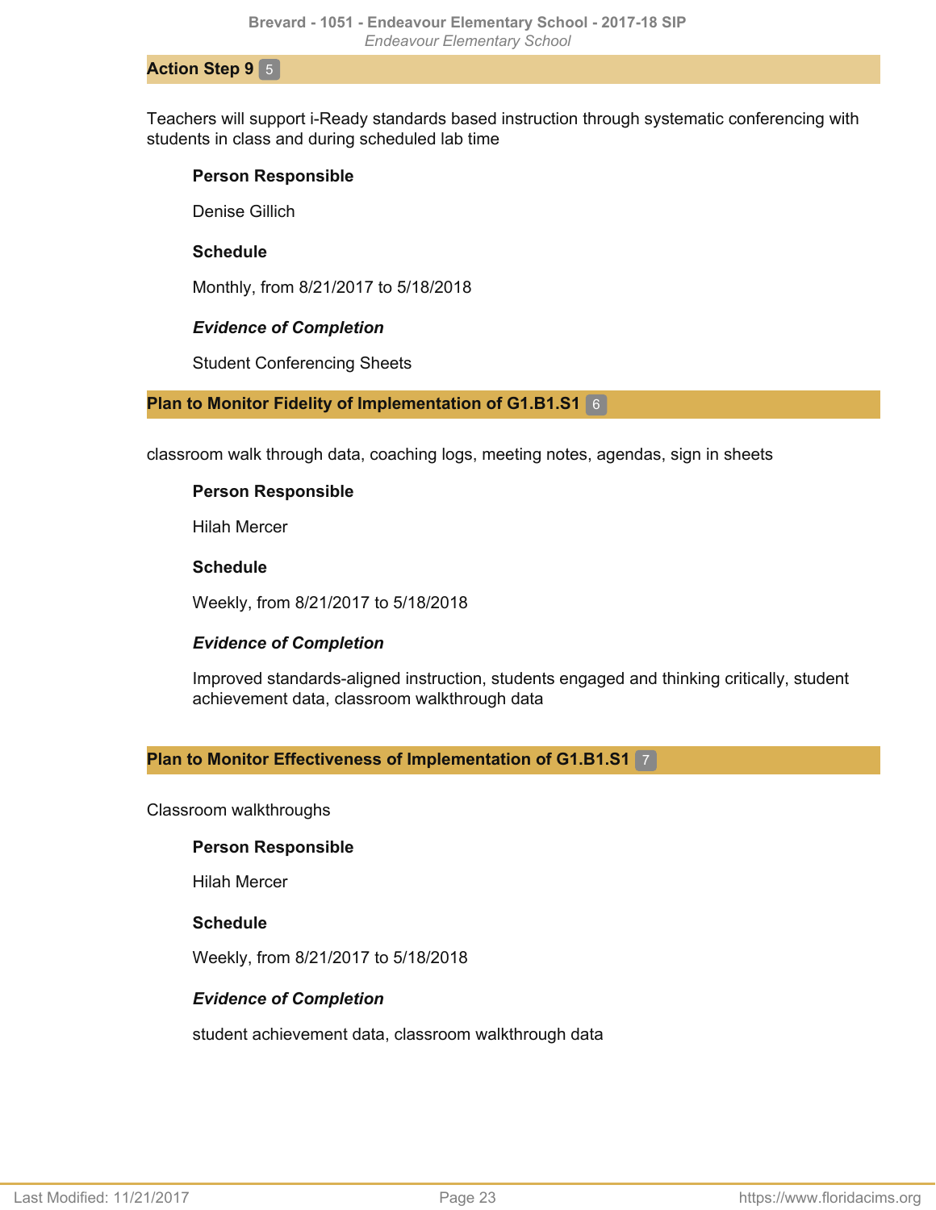## Action Step 9 5

Teachers will support i-Ready standards based instruction through systematic conferencing with students in class and during scheduled lab time

**Person Responsible**

Denise Gillich

**Schedule**

Monthly, from 8/21/2017 to 5/18/2018

***Evidence of Completion***

Student Conferencing Sheets

## Plan to Monitor Fidelity of Implementation of G1.B1.S1 6

classroom walk through data, coaching logs, meeting notes, agendas, sign in sheets

**Person Responsible**

Hilah Mercer

**Schedule**

Weekly, from 8/21/2017 to 5/18/2018

***Evidence of Completion***

Improved standards-aligned instruction, students engaged and thinking critically, student achievement data, classroom walkthrough data

## Plan to Monitor Effectiveness of Implementation of G1.B1.S1 7

Classroom walkthroughs

**Person Responsible**

Hilah Mercer

**Schedule**

Weekly, from 8/21/2017 to 5/18/2018

***Evidence of Completion***

student achievement data, classroom walkthrough data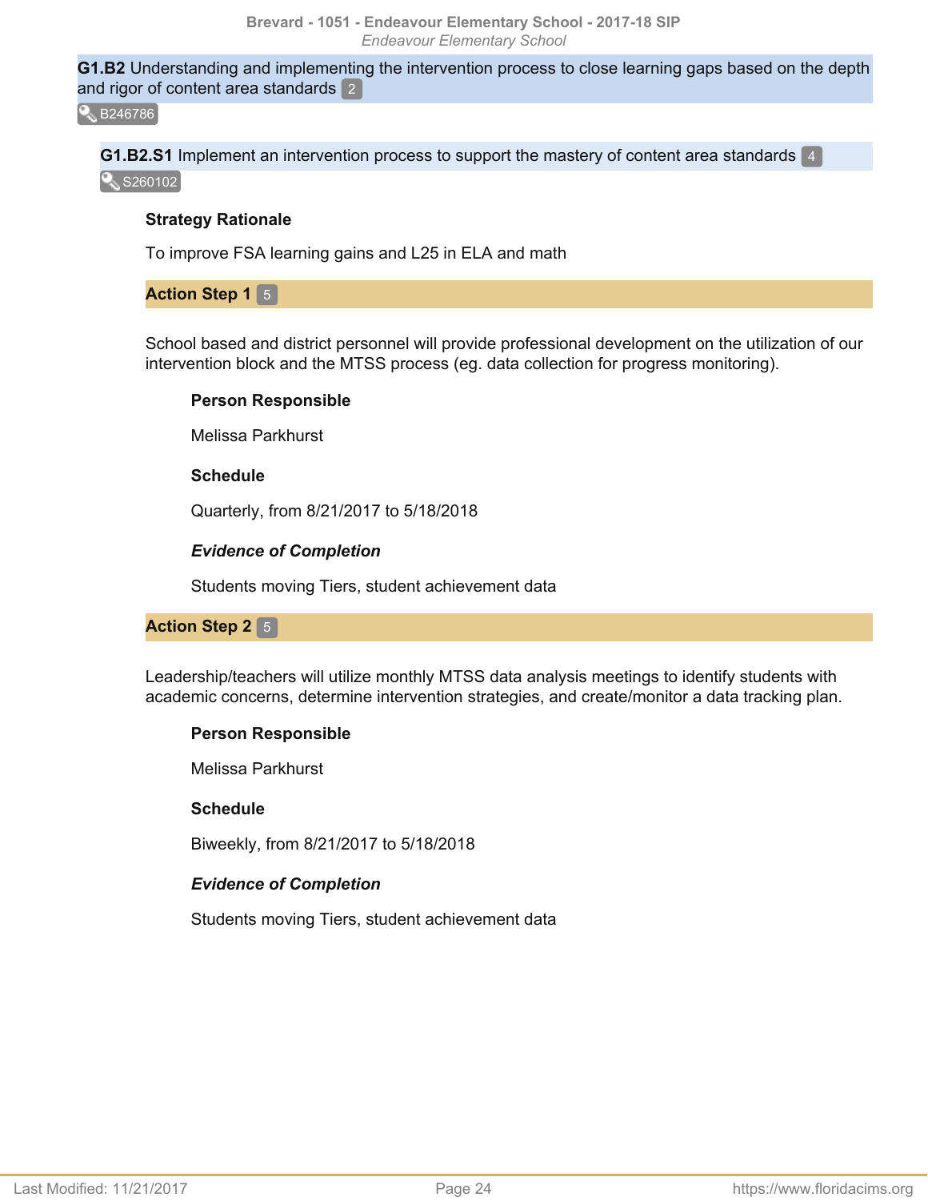**G1.B2** Understanding and implementing the intervention process to close learning gaps based on the depth and rigor of content area standards 2

B246786

**G1.B2.S1** Implement an intervention process to support the mastery of content area standards 4

S260102

**Strategy Rationale**

To improve FSA learning gains and L25 in ELA and math

**Action Step 1** 5

School based and district personnel will provide professional development on the utilization of our intervention block and the MTSS process (eg. data collection for progress monitoring).

**Person Responsible**

Melissa Parkhurst

**Schedule**

Quarterly, from 8/21/2017 to 5/18/2018

***Evidence of Completion***

Students moving Tiers, student achievement data

**Action Step 2** 5

Leadership/teachers will utilize monthly MTSS data analysis meetings to identify students with academic concerns, determine intervention strategies, and create/monitor a data tracking plan.

**Person Responsible**

Melissa Parkhurst

**Schedule**

Biweekly, from 8/21/2017 to 5/18/2018

***Evidence of Completion***

Students moving Tiers, student achievement data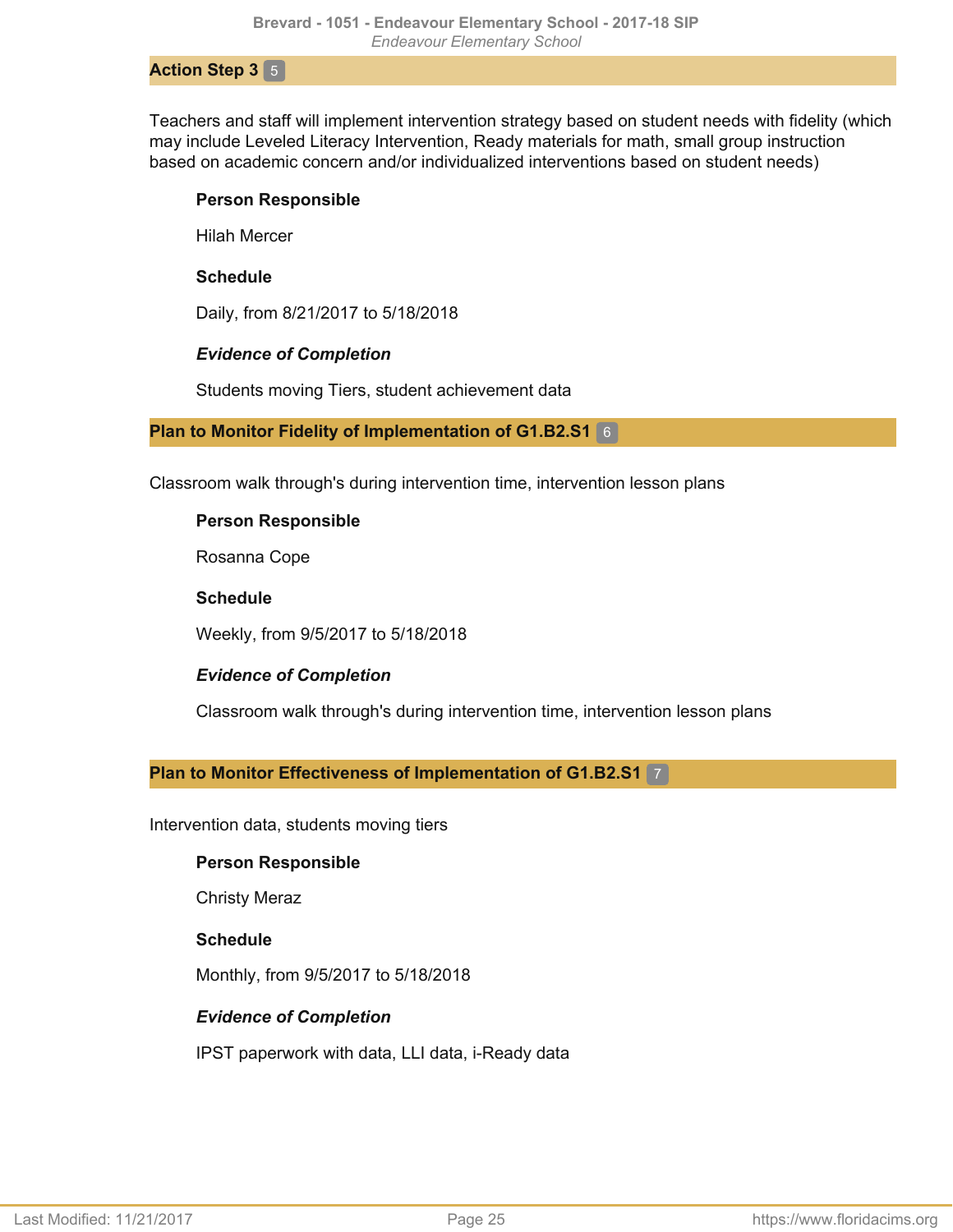### Action Step 3 5

Teachers and staff will implement intervention strategy based on student needs with fidelity (which may include Leveled Literacy Intervention, Ready materials for math, small group instruction based on academic concern and/or individualized interventions based on student needs)

**Person Responsible**

Hilah Mercer

**Schedule**

Daily, from 8/21/2017 to 5/18/2018

***Evidence of Completion***

Students moving Tiers, student achievement data

### Plan to Monitor Fidelity of Implementation of G1.B2.S1 6

Classroom walk through's during intervention time, intervention lesson plans

**Person Responsible**

Rosanna Cope

**Schedule**

Weekly, from 9/5/2017 to 5/18/2018

***Evidence of Completion***

Classroom walk through's during intervention time, intervention lesson plans

### Plan to Monitor Effectiveness of Implementation of G1.B2.S1 7

Intervention data, students moving tiers

**Person Responsible**

Christy Meraz

**Schedule**

Monthly, from 9/5/2017 to 5/18/2018

***Evidence of Completion***

IPST paperwork with data, LLI data, i-Ready data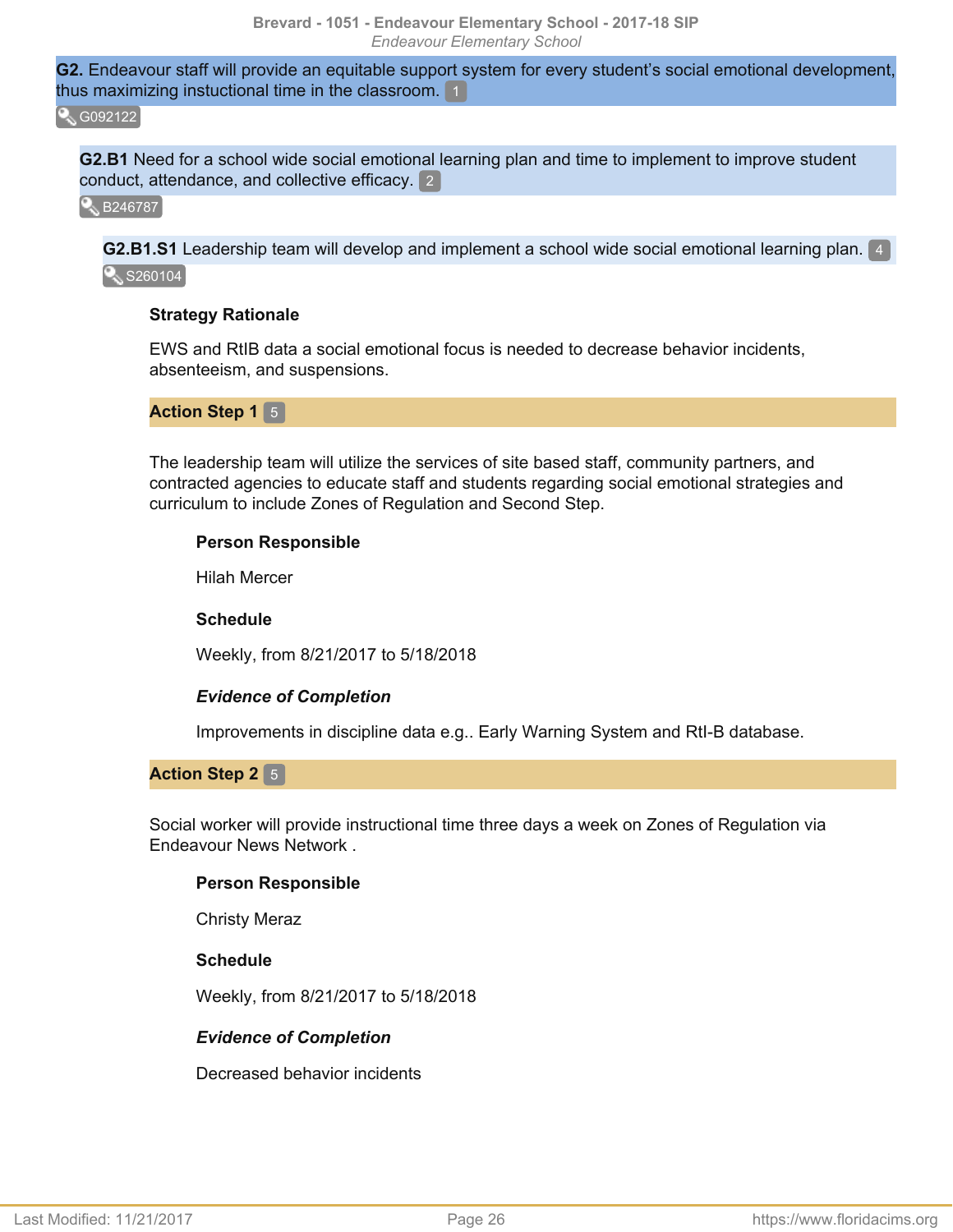**G2.** Endeavour staff will provide an equitable support system for every student's social emotional development, thus maximizing instuctional time in the classroom. 1

G092122

**G2.B1** Need for a school wide social emotional learning plan and time to implement to improve student conduct, attendance, and collective efficacy. 2

B246787

**G2.B1.S1** Leadership team will develop and implement a school wide social emotional learning plan. 4

S260104

**Strategy Rationale**

EWS and RtIB data a social emotional focus is needed to decrease behavior incidents, absenteeism, and suspensions.

**Action Step 1** 5

The leadership team will utilize the services of site based staff, community partners, and contracted agencies to educate staff and students regarding social emotional strategies and curriculum to include Zones of Regulation and Second Step.

**Person Responsible**

Hilah Mercer

**Schedule**

Weekly, from 8/21/2017 to 5/18/2018

***Evidence of Completion***

Improvements in discipline data e.g.. Early Warning System and RtI-B database.

**Action Step 2** 5

Social worker will provide instructional time three days a week on Zones of Regulation via Endeavour News Network .

**Person Responsible**

Christy Meraz

**Schedule**

Weekly, from 8/21/2017 to 5/18/2018

***Evidence of Completion***

Decreased behavior incidents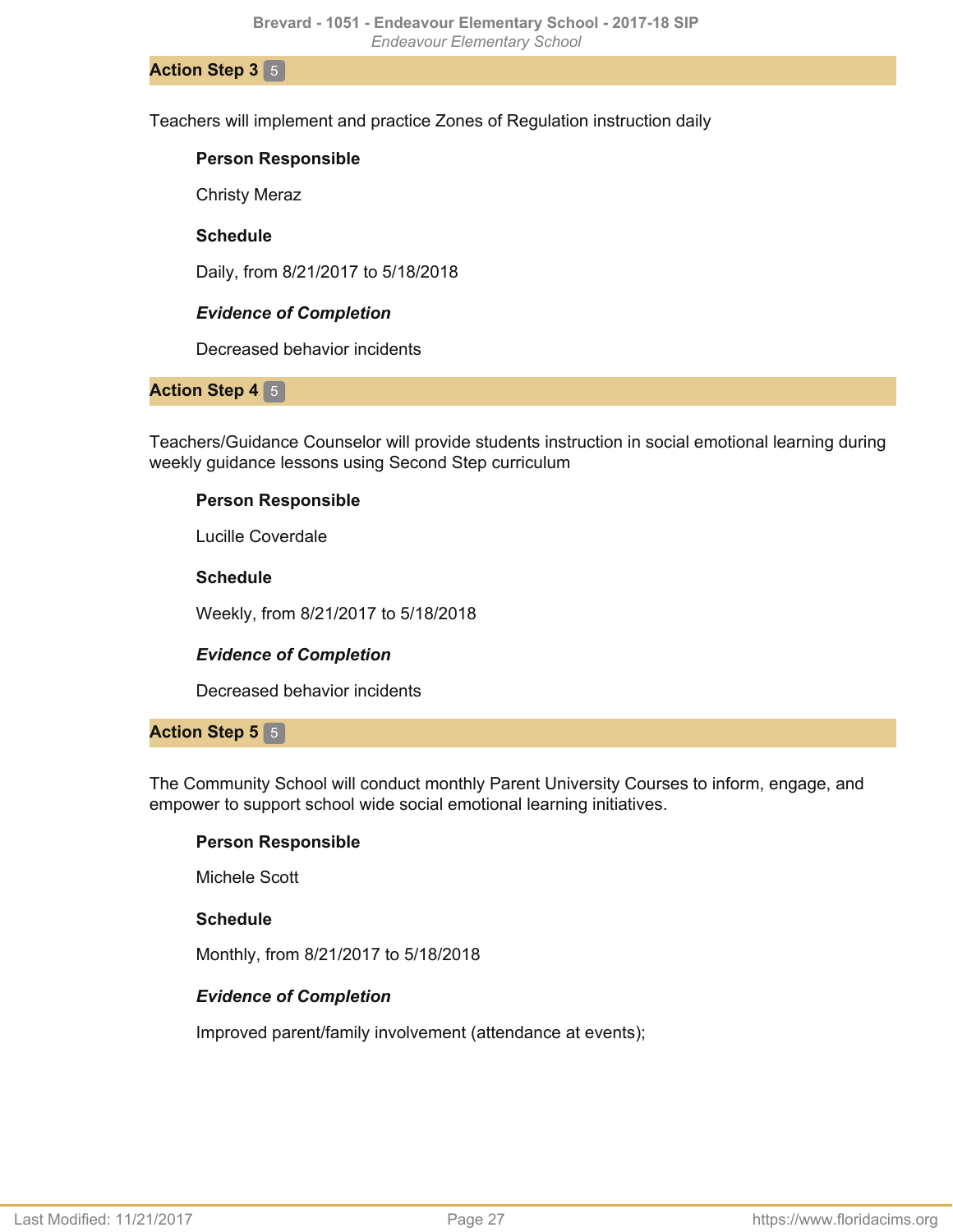### Action Step 3 5

Teachers will implement and practice Zones of Regulation instruction daily

**Person Responsible**

Christy Meraz

**Schedule**

Daily, from 8/21/2017 to 5/18/2018

***Evidence of Completion***

Decreased behavior incidents

### Action Step 4 5

Teachers/Guidance Counselor will provide students instruction in social emotional learning during weekly guidance lessons using Second Step curriculum

**Person Responsible**

Lucille Coverdale

**Schedule**

Weekly, from 8/21/2017 to 5/18/2018

***Evidence of Completion***

Decreased behavior incidents

### Action Step 5 5

The Community School will conduct monthly Parent University Courses to inform, engage, and empower to support school wide social emotional learning initiatives.

**Person Responsible**

Michele Scott

**Schedule**

Monthly, from 8/21/2017 to 5/18/2018

***Evidence of Completion***

Improved parent/family involvement (attendance at events);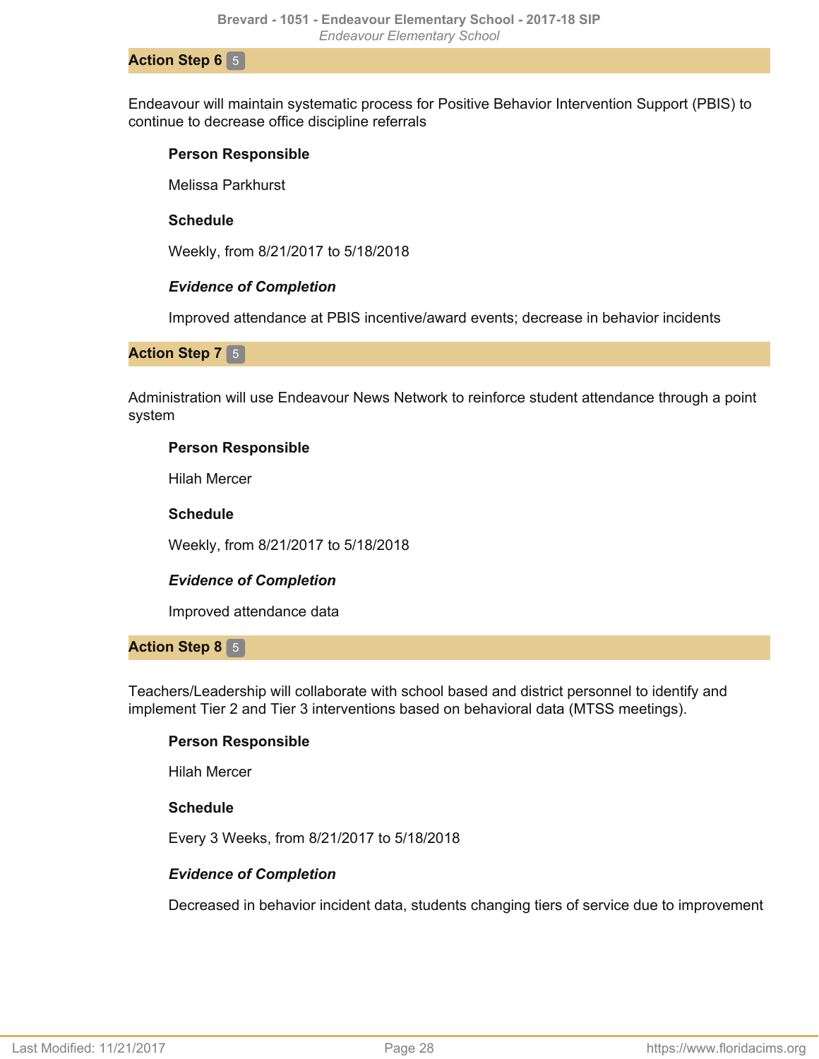**Action Step 6** 5

Endeavour will maintain systematic process for Positive Behavior Intervention Support (PBIS) to continue to decrease office discipline referrals

**Person Responsible**

Melissa Parkhurst

**Schedule**

Weekly, from 8/21/2017 to 5/18/2018

***Evidence of Completion***

Improved attendance at PBIS incentive/award events; decrease in behavior incidents

**Action Step 7** 5

Administration will use Endeavour News Network to reinforce student attendance through a point system

**Person Responsible**

Hilah Mercer

**Schedule**

Weekly, from 8/21/2017 to 5/18/2018

***Evidence of Completion***

Improved attendance data

**Action Step 8** 5

Teachers/Leadership will collaborate with school based and district personnel to identify and implement Tier 2 and Tier 3 interventions based on behavioral data (MTSS meetings).

**Person Responsible**

Hilah Mercer

**Schedule**

Every 3 Weeks, from 8/21/2017 to 5/18/2018

***Evidence of Completion***

Decreased in behavior incident data, students changing tiers of service due to improvement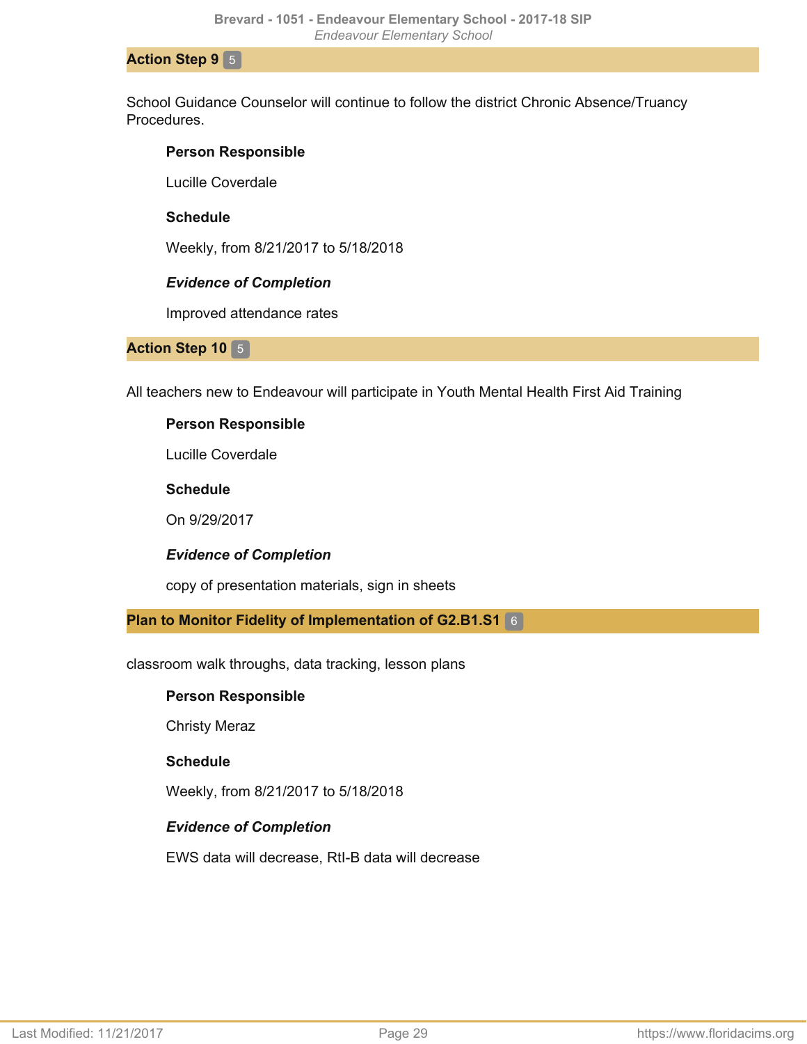## Action Step 9 5

School Guidance Counselor will continue to follow the district Chronic Absence/Truancy Procedures.

**Person Responsible**

Lucille Coverdale

**Schedule**

Weekly, from 8/21/2017 to 5/18/2018

***Evidence of Completion***

Improved attendance rates

## Action Step 10 5

All teachers new to Endeavour will participate in Youth Mental Health First Aid Training

**Person Responsible**

Lucille Coverdale

**Schedule**

On 9/29/2017

***Evidence of Completion***

copy of presentation materials, sign in sheets

## Plan to Monitor Fidelity of Implementation of G2.B1.S1 6

classroom walk throughs, data tracking, lesson plans

**Person Responsible**

Christy Meraz

**Schedule**

Weekly, from 8/21/2017 to 5/18/2018

***Evidence of Completion***

EWS data will decrease, RtI-B data will decrease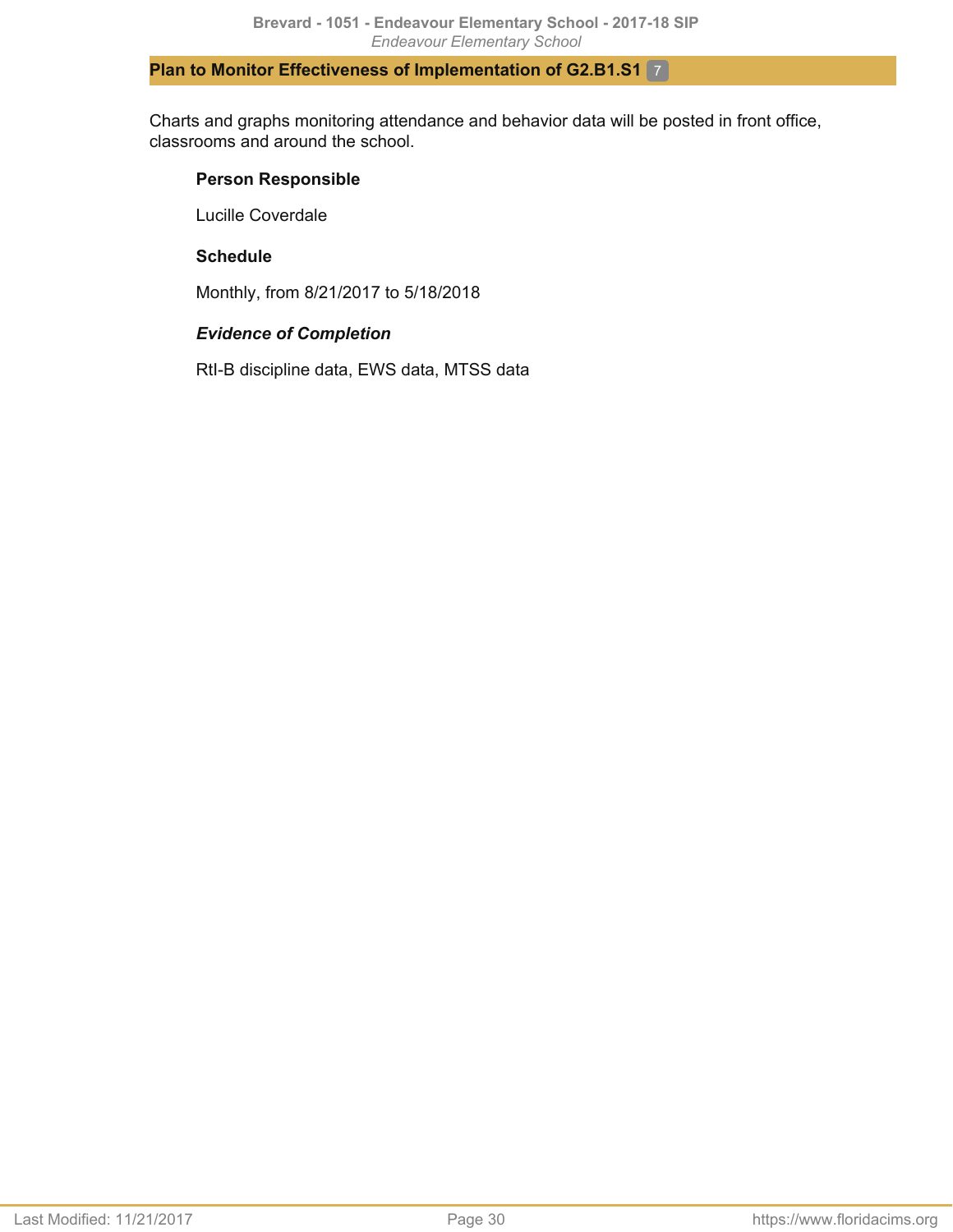### Plan to Monitor Effectiveness of Implementation of G2.B1.S1 7

Charts and graphs monitoring attendance and behavior data will be posted in front office, classrooms and around the school.

**Person Responsible**

Lucille Coverdale

**Schedule**

Monthly, from 8/21/2017 to 5/18/2018

***Evidence of Completion***

RtI-B discipline data, EWS data, MTSS data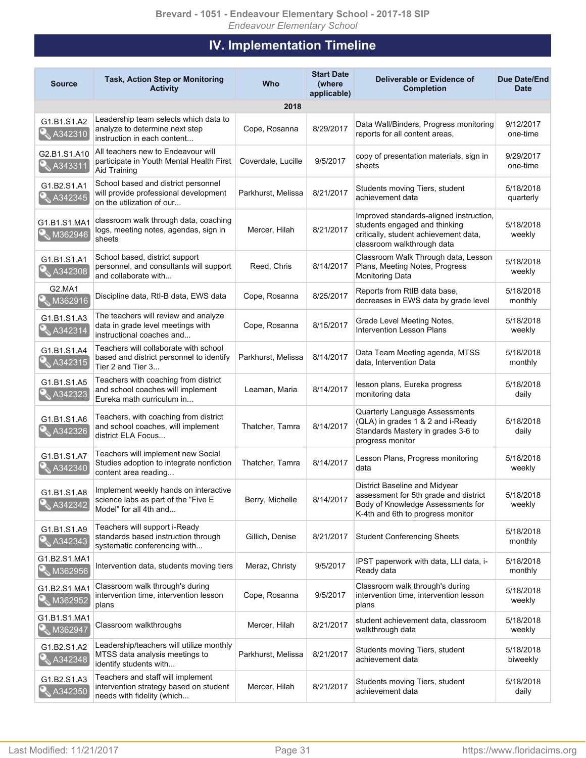## IV. Implementation Timeline

| Source | Task, Action Step or Monitoring Activity | Who | Start Date (where applicable) | Deliverable or Evidence of Completion | Due Date/End Date |
|---|---|---|---|---|---|
| | | **2018** | | | |
| G1.B1.S1.A2 A342310 | Leadership team selects which data to analyze to determine next step instruction in each content... | Cope, Rosanna | 8/29/2017 | Data Wall/Binders, Progress monitoring reports for all content areas, | 9/12/2017 one-time |
| G2.B1.S1.A10 A343311 | All teachers new to Endeavour will participate in Youth Mental Health First Aid Training | Coverdale, Lucille | 9/5/2017 | copy of presentation materials, sign in sheets | 9/29/2017 one-time |
| G1.B2.S1.A1 A342345 | School based and district personnel will provide professional development on the utilization of our... | Parkhurst, Melissa | 8/21/2017 | Students moving Tiers, student achievement data | 5/18/2018 quarterly |
| G1.B1.S1.MA1 M362946 | classroom walk through data, coaching logs, meeting notes, agendas, sign in sheets | Mercer, Hilah | 8/21/2017 | Improved standards-aligned instruction, students engaged and thinking critically, student achievement data, classroom walkthrough data | 5/18/2018 weekly |
| G1.B1.S1.A1 A342308 | School based, district support personnel, and consultants will support and collaborate with... | Reed, Chris | 8/14/2017 | Classroom Walk Through data, Lesson Plans, Meeting Notes, Progress Monitoring Data | 5/18/2018 weekly |
| G2.MA1 M362916 | Discipline data, RtI-B data, EWS data | Cope, Rosanna | 8/25/2017 | Reports from RtIB data base, decreases in EWS data by grade level | 5/18/2018 monthly |
| G1.B1.S1.A3 A342314 | The teachers will review and analyze data in grade level meetings with instructional coaches and... | Cope, Rosanna | 8/15/2017 | Grade Level Meeting Notes, Intervention Lesson Plans | 5/18/2018 weekly |
| G1.B1.S1.A4 A342315 | Teachers will collaborate with school based and district personnel to identify Tier 2 and Tier 3... | Parkhurst, Melissa | 8/14/2017 | Data Team Meeting agenda, MTSS data, Intervention Data | 5/18/2018 monthly |
| G1.B1.S1.A5 A342323 | Teachers with coaching from district and school coaches will implement Eureka math curriculum in... | Leaman, Maria | 8/14/2017 | lesson plans, Eureka progress monitoring data | 5/18/2018 daily |
| G1.B1.S1.A6 A342326 | Teachers, with coaching from district and school coaches, will implement district ELA Focus... | Thatcher, Tamra | 8/14/2017 | Quarterly Language Assessments (QLA) in grades 1 & 2 and i-Ready Standards Mastery in grades 3-6 to progress monitor | 5/18/2018 daily |
| G1.B1.S1.A7 A342340 | Teachers will implement new Social Studies adoption to integrate nonfiction content area reading... | Thatcher, Tamra | 8/14/2017 | Lesson Plans, Progress monitoring data | 5/18/2018 weekly |
| G1.B1.S1.A8 A342342 | Implement weekly hands on interactive science labs as part of the "Five E Model" for all 4th and... | Berry, Michelle | 8/14/2017 | District Baseline and Midyear assessment for 5th grade and district Body of Knowledge Assessments for K-4th and 6th to progress monitor | 5/18/2018 weekly |
| G1.B1.S1.A9 A342343 | Teachers will support i-Ready standards based instruction through systematic conferencing with... | Gillich, Denise | 8/21/2017 | Student Conferencing Sheets | 5/18/2018 monthly |
| G1.B2.S1.MA1 M362956 | Intervention data, students moving tiers | Meraz, Christy | 9/5/2017 | IPST paperwork with data, LLI data, i-Ready data | 5/18/2018 monthly |
| G1.B2.S1.MA1 M362952 | Classroom walk through's during intervention time, intervention lesson plans | Cope, Rosanna | 9/5/2017 | Classroom walk through's during intervention time, intervention lesson plans | 5/18/2018 weekly |
| G1.B1.S1.MA1 M362947 | Classroom walkthroughs | Mercer, Hilah | 8/21/2017 | student achievement data, classroom walkthrough data | 5/18/2018 weekly |
| G1.B2.S1.A2 A342348 | Leadership/teachers will utilize monthly MTSS data analysis meetings to identify students with... | Parkhurst, Melissa | 8/21/2017 | Students moving Tiers, student achievement data | 5/18/2018 biweekly |
| G1.B2.S1.A3 A342350 | Teachers and staff will implement intervention strategy based on student needs with fidelity (which... | Mercer, Hilah | 8/21/2017 | Students moving Tiers, student achievement data | 5/18/2018 daily |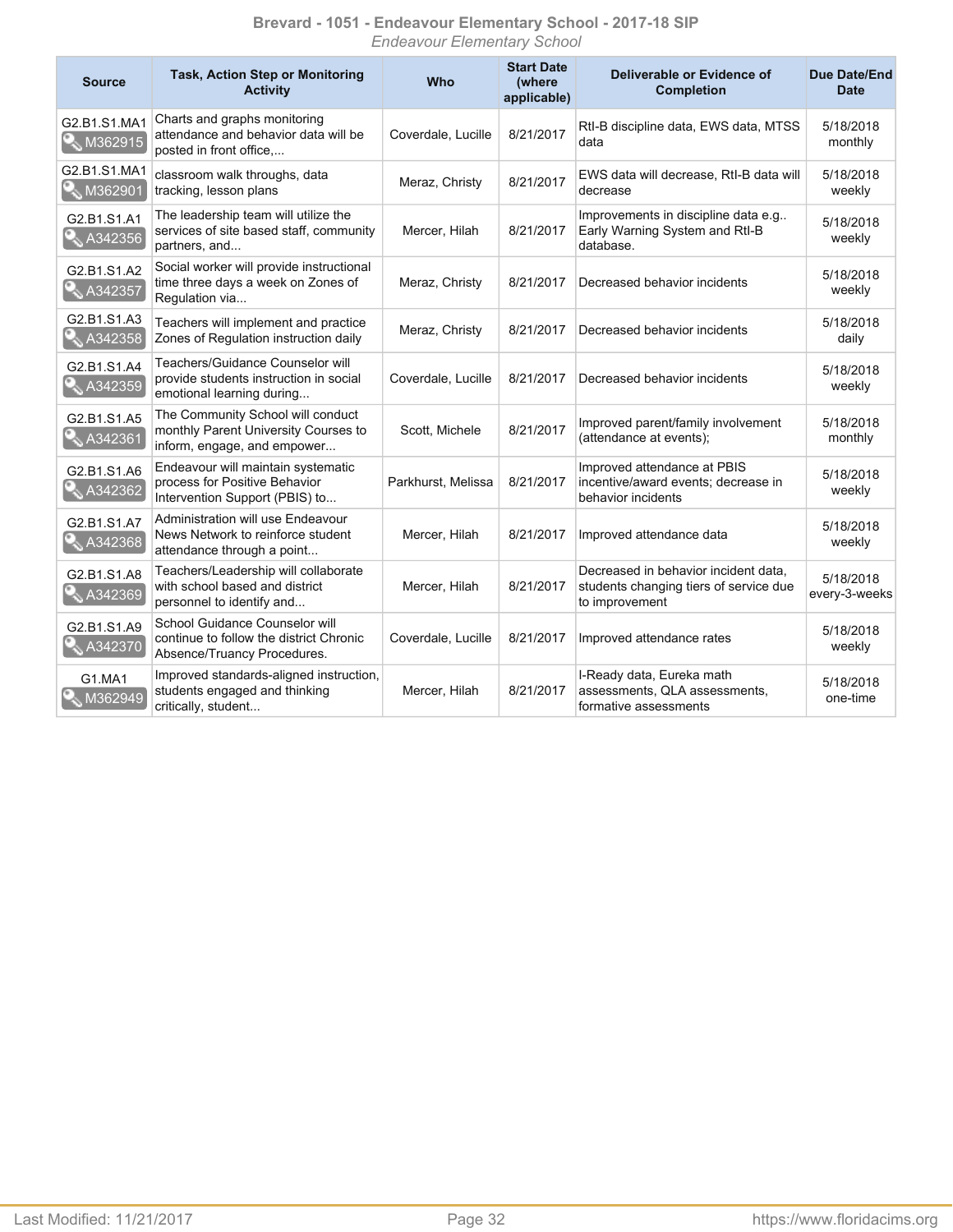| Source | Task, Action Step or Monitoring Activity | Who | Start Date (where applicable) | Deliverable or Evidence of Completion | Due Date/End Date |
|---|---|---|---|---|---|
| G2.B1.S1.MA1 M362915 | Charts and graphs monitoring attendance and behavior data will be posted in front office,... | Coverdale, Lucille | 8/21/2017 | RtI-B discipline data, EWS data, MTSS data | 5/18/2018 monthly |
| G2.B1.S1.MA1 M362901 | classroom walk throughs, data tracking, lesson plans | Meraz, Christy | 8/21/2017 | EWS data will decrease, RtI-B data will decrease | 5/18/2018 weekly |
| G2.B1.S1.A1 A342356 | The leadership team will utilize the services of site based staff, community partners, and... | Mercer, Hilah | 8/21/2017 | Improvements in discipline data e.g.. Early Warning System and RtI-B database. | 5/18/2018 weekly |
| G2.B1.S1.A2 A342357 | Social worker will provide instructional time three days a week on Zones of Regulation via... | Meraz, Christy | 8/21/2017 | Decreased behavior incidents | 5/18/2018 weekly |
| G2.B1.S1.A3 A342358 | Teachers will implement and practice Zones of Regulation instruction daily | Meraz, Christy | 8/21/2017 | Decreased behavior incidents | 5/18/2018 daily |
| G2.B1.S1.A4 A342359 | Teachers/Guidance Counselor will provide students instruction in social emotional learning during... | Coverdale, Lucille | 8/21/2017 | Decreased behavior incidents | 5/18/2018 weekly |
| G2.B1.S1.A5 A342361 | The Community School will conduct monthly Parent University Courses to inform, engage, and empower... | Scott, Michele | 8/21/2017 | Improved parent/family involvement (attendance at events); | 5/18/2018 monthly |
| G2.B1.S1.A6 A342362 | Endeavour will maintain systematic process for Positive Behavior Intervention Support (PBIS) to... | Parkhurst, Melissa | 8/21/2017 | Improved attendance at PBIS incentive/award events; decrease in behavior incidents | 5/18/2018 weekly |
| G2.B1.S1.A7 A342368 | Administration will use Endeavour News Network to reinforce student attendance through a point... | Mercer, Hilah | 8/21/2017 | Improved attendance data | 5/18/2018 weekly |
| G2.B1.S1.A8 A342369 | Teachers/Leadership will collaborate with school based and district personnel to identify and... | Mercer, Hilah | 8/21/2017 | Decreased in behavior incident data, students changing tiers of service due to improvement | 5/18/2018 every-3-weeks |
| G2.B1.S1.A9 A342370 | School Guidance Counselor will continue to follow the district Chronic Absence/Truancy Procedures. | Coverdale, Lucille | 8/21/2017 | Improved attendance rates | 5/18/2018 weekly |
| G1.MA1 M362949 | Improved standards-aligned instruction, students engaged and thinking critically, student... | Mercer, Hilah | 8/21/2017 | I-Ready data, Eureka math assessments, QLA assessments, formative assessments | 5/18/2018 one-time |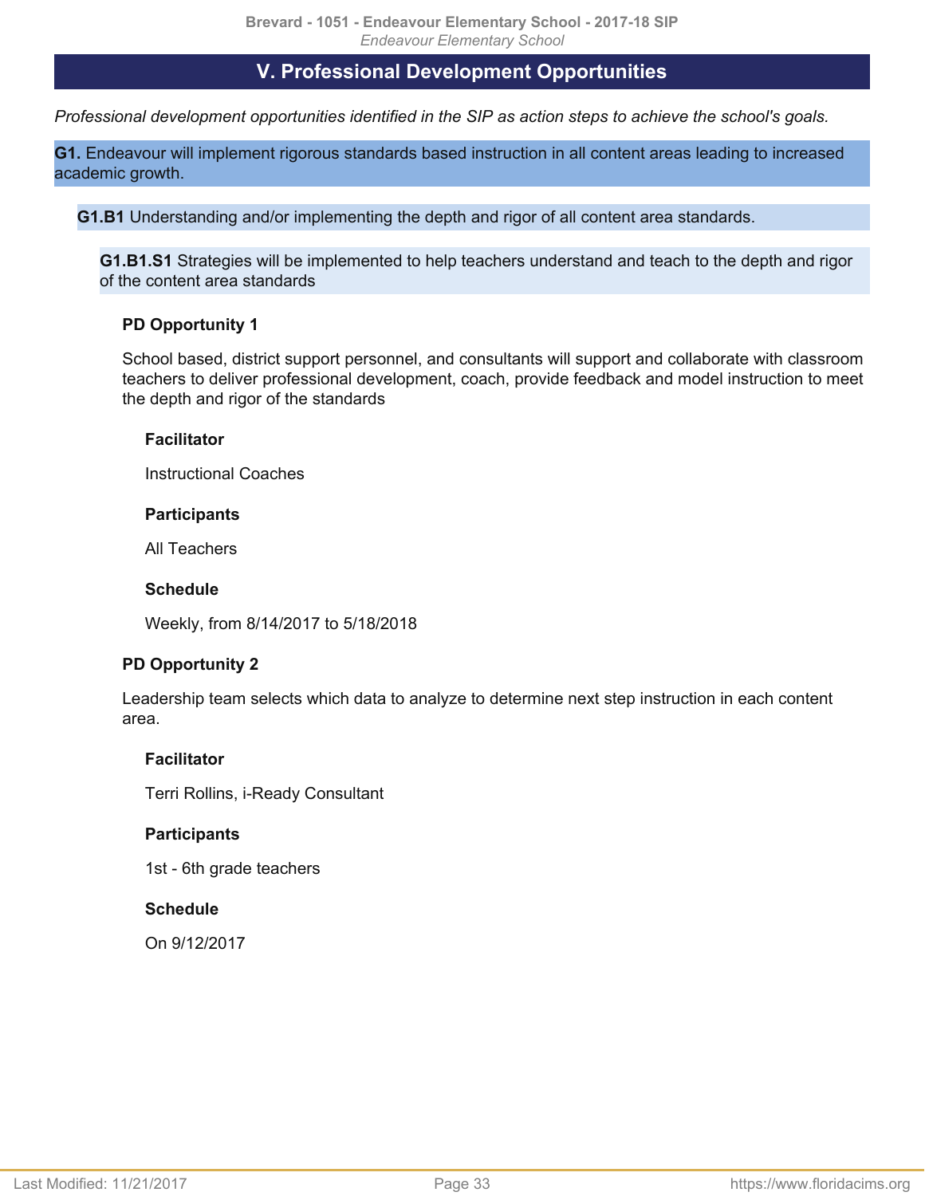## V. Professional Development Opportunities

*Professional development opportunities identified in the SIP as action steps to achieve the school's goals.*

**G1.** Endeavour will implement rigorous standards based instruction in all content areas leading to increased academic growth.

**G1.B1** Understanding and/or implementing the depth and rigor of all content area standards.

**G1.B1.S1** Strategies will be implemented to help teachers understand and teach to the depth and rigor of the content area standards

#### PD Opportunity 1

School based, district support personnel, and consultants will support and collaborate with classroom teachers to deliver professional development, coach, provide feedback and model instruction to meet the depth and rigor of the standards

**Facilitator**

Instructional Coaches

**Participants**

All Teachers

**Schedule**

Weekly, from 8/14/2017 to 5/18/2018

#### PD Opportunity 2

Leadership team selects which data to analyze to determine next step instruction in each content area.

**Facilitator**

Terri Rollins, i-Ready Consultant

**Participants**

1st - 6th grade teachers

**Schedule**

On 9/12/2017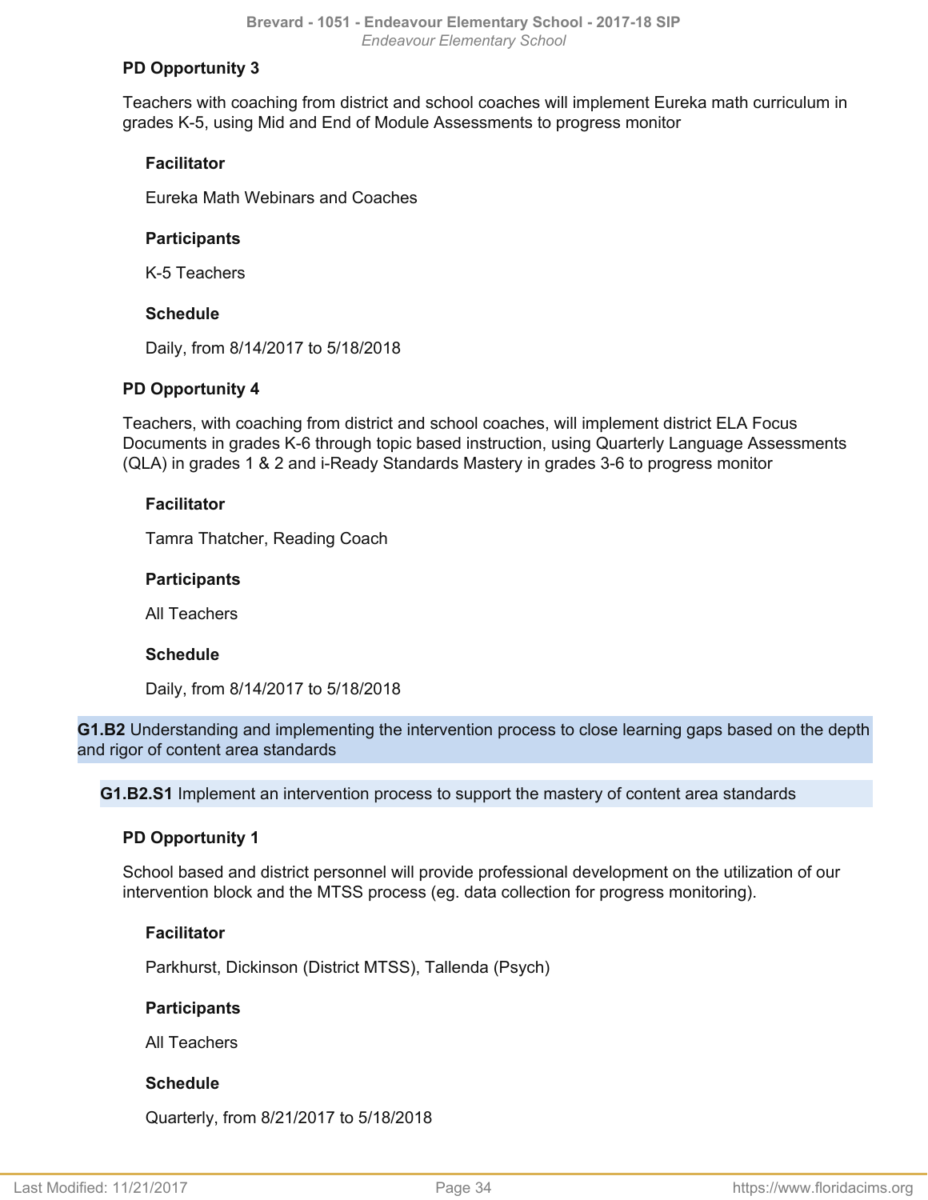#### PD Opportunity 3

Teachers with coaching from district and school coaches will implement Eureka math curriculum in grades K-5, using Mid and End of Module Assessments to progress monitor

**Facilitator**

Eureka Math Webinars and Coaches

**Participants**

K-5 Teachers

**Schedule**

Daily, from 8/14/2017 to 5/18/2018

#### PD Opportunity 4

Teachers, with coaching from district and school coaches, will implement district ELA Focus Documents in grades K-6 through topic based instruction, using Quarterly Language Assessments (QLA) in grades 1 & 2 and i-Ready Standards Mastery in grades 3-6 to progress monitor

**Facilitator**

Tamra Thatcher, Reading Coach

**Participants**

All Teachers

**Schedule**

Daily, from 8/14/2017 to 5/18/2018

### **G1.B2** Understanding and implementing the intervention process to close learning gaps based on the depth and rigor of content area standards

#### **G1.B2.S1** Implement an intervention process to support the mastery of content area standards

#### PD Opportunity 1

School based and district personnel will provide professional development on the utilization of our intervention block and the MTSS process (eg. data collection for progress monitoring).

**Facilitator**

Parkhurst, Dickinson (District MTSS), Tallenda (Psych)

**Participants**

All Teachers

**Schedule**

Quarterly, from 8/21/2017 to 5/18/2018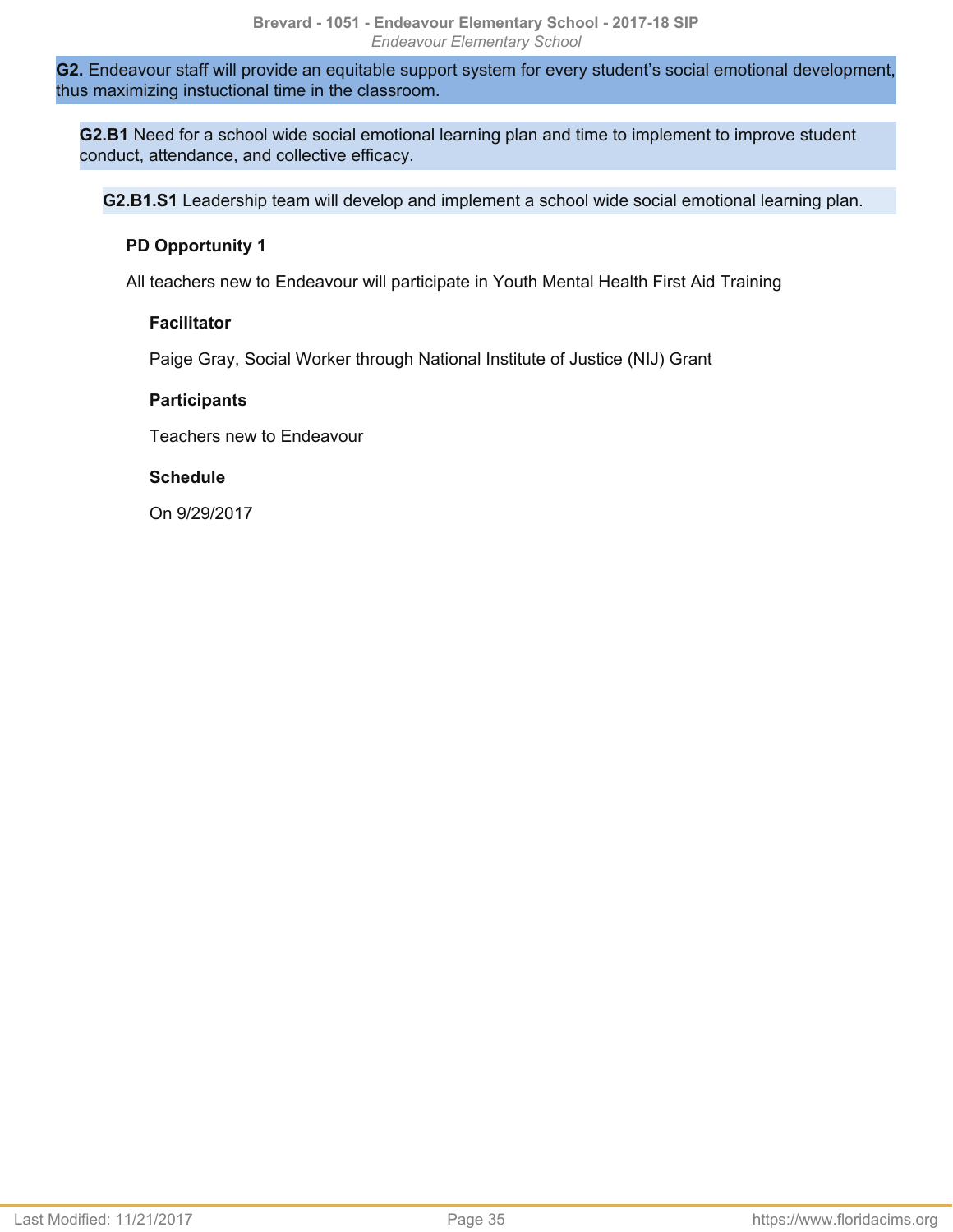**G2.** Endeavour staff will provide an equitable support system for every student's social emotional development, thus maximizing instuctional time in the classroom.

**G2.B1** Need for a school wide social emotional learning plan and time to implement to improve student conduct, attendance, and collective efficacy.

**G2.B1.S1** Leadership team will develop and implement a school wide social emotional learning plan.

**PD Opportunity 1**

All teachers new to Endeavour will participate in Youth Mental Health First Aid Training

**Facilitator**

Paige Gray, Social Worker through National Institute of Justice (NIJ) Grant

**Participants**

Teachers new to Endeavour

**Schedule**

On 9/29/2017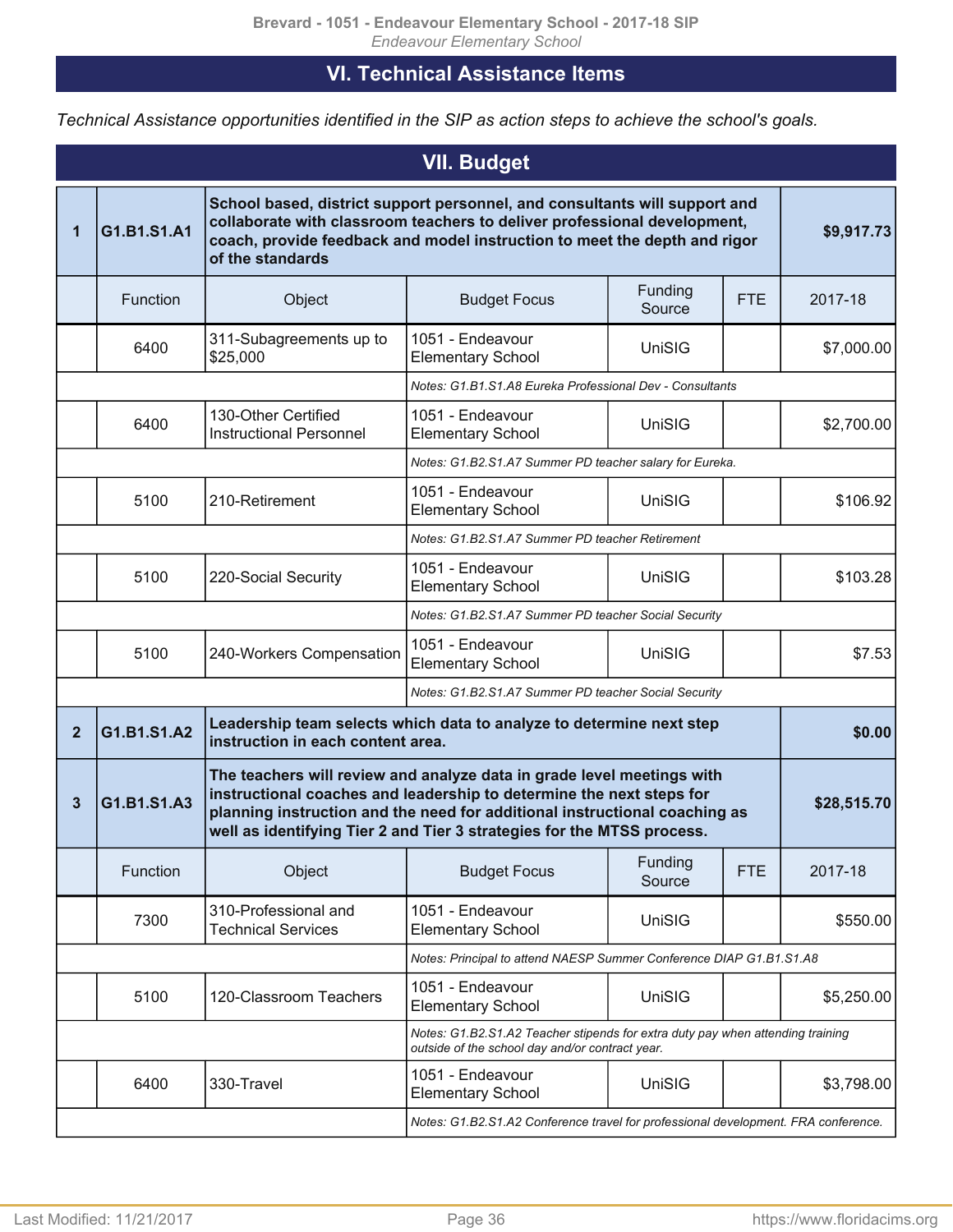## VI. Technical Assistance Items

*Technical Assistance opportunities identified in the SIP as action steps to achieve the school's goals.*

## VII. Budget

| | | | | | | |
|---|---|---|---|---|---|---|
| **1** | **G1.B1.S1.A1** | **School based, district support personnel, and consultants will support and collaborate with classroom teachers to deliver professional development, coach, provide feedback and model instruction to meet the depth and rigor of the standards** | | | | **$9,917.73** |
| | Function | Object | Budget Focus | Funding Source | FTE | 2017-18 |
| | 6400 | 311-Subagreements up to $25,000 | 1051 - Endeavour Elementary School | UniSIG | | $7,000.00 |
| | | | *Notes: G1.B1.S1.A8 Eureka Professional Dev - Consultants* | | | |
| | 6400 | 130-Other Certified Instructional Personnel | 1051 - Endeavour Elementary School | UniSIG | | $2,700.00 |
| | | | *Notes: G1.B2.S1.A7 Summer PD teacher salary for Eureka.* | | | |
| | 5100 | 210-Retirement | 1051 - Endeavour Elementary School | UniSIG | | $106.92 |
| | | | *Notes: G1.B2.S1.A7 Summer PD teacher Retirement* | | | |
| | 5100 | 220-Social Security | 1051 - Endeavour Elementary School | UniSIG | | $103.28 |
| | | | *Notes: G1.B2.S1.A7 Summer PD teacher Social Security* | | | |
| | 5100 | 240-Workers Compensation | 1051 - Endeavour Elementary School | UniSIG | | $7.53 |
| | | | *Notes: G1.B2.S1.A7 Summer PD teacher Social Security* | | | |
| **2** | **G1.B1.S1.A2** | **Leadership team selects which data to analyze to determine next step instruction in each content area.** | | | | **$0.00** |
| **3** | **G1.B1.S1.A3** | **The teachers will review and analyze data in grade level meetings with instructional coaches and leadership to determine the next steps for planning instruction and the need for additional instructional coaching as well as identifying Tier 2 and Tier 3 strategies for the MTSS process.** | | | | **$28,515.70** |
| | Function | Object | Budget Focus | Funding Source | FTE | 2017-18 |
| | 7300 | 310-Professional and Technical Services | 1051 - Endeavour Elementary School | UniSIG | | $550.00 |
| | | | *Notes: Principal to attend NAESP Summer Conference DIAP G1.B1.S1.A8* | | | |
| | 5100 | 120-Classroom Teachers | 1051 - Endeavour Elementary School | UniSIG | | $5,250.00 |
| | | | *Notes: G1.B2.S1.A2 Teacher stipends for extra duty pay when attending training outside of the school day and/or contract year.* | | | |
| | 6400 | 330-Travel | 1051 - Endeavour Elementary School | UniSIG | | $3,798.00 |
| | | | *Notes: G1.B2.S1.A2 Conference travel for professional development. FRA conference.* | | | |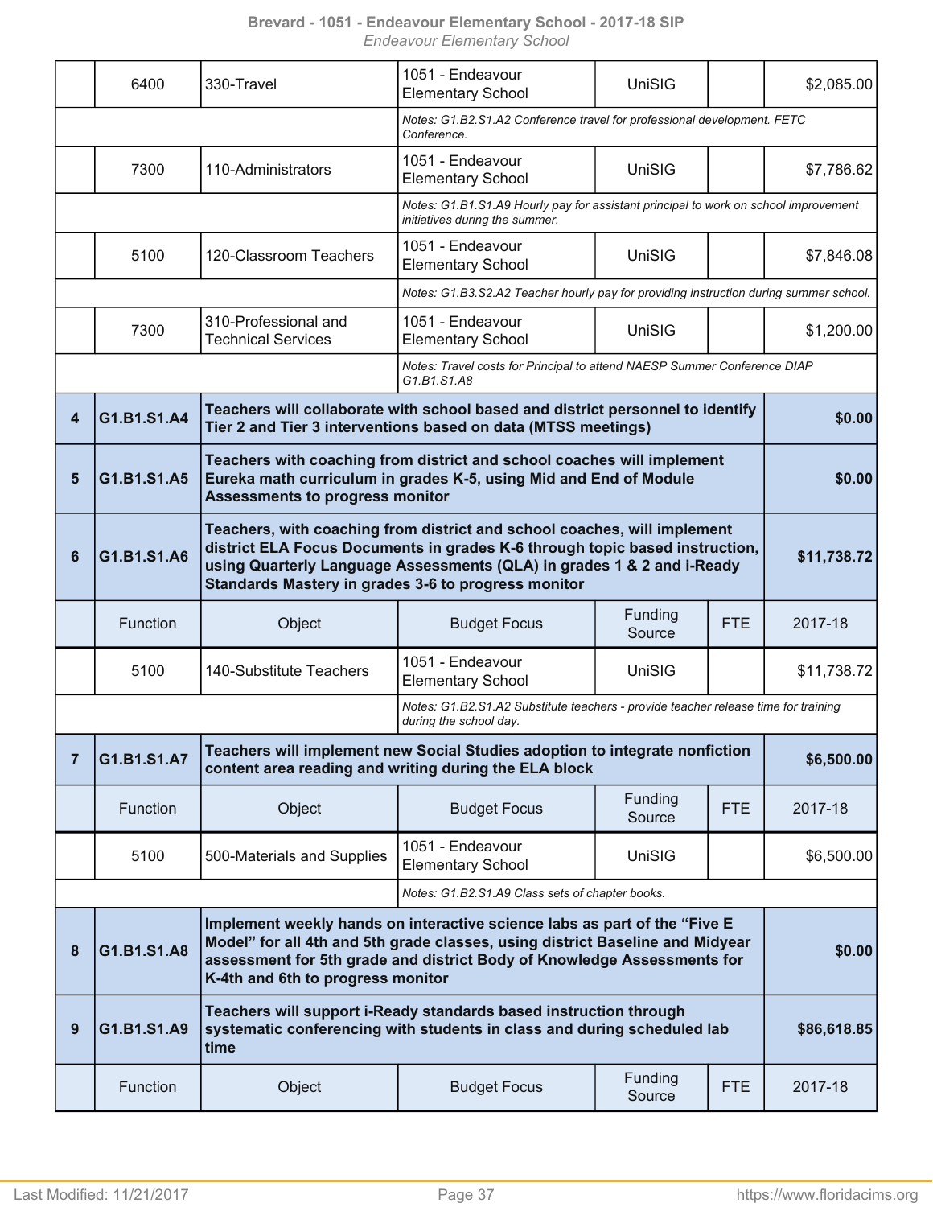| | Function | Object | Budget Focus | Funding Source | FTE | 2017-18 |
|---|---|---|---|---|---|---|
| | 6400 | 330-Travel | 1051 - Endeavour Elementary School | UniSIG | | $2,085.00 |
| | | | *Notes: G1.B2.S1.A2 Conference travel for professional development. FETC Conference.* | | | |
| | 7300 | 110-Administrators | 1051 - Endeavour Elementary School | UniSIG | | $7,786.62 |
| | | | *Notes: G1.B1.S1.A9 Hourly pay for assistant principal to work on school improvement initiatives during the summer.* | | | |
| | 5100 | 120-Classroom Teachers | 1051 - Endeavour Elementary School | UniSIG | | $7,846.08 |
| | | | *Notes: G1.B3.S2.A2 Teacher hourly pay for providing instruction during summer school.* | | | |
| | 7300 | 310-Professional and Technical Services | 1051 - Endeavour Elementary School | UniSIG | | $1,200.00 |
| | | | *Notes: Travel costs for Principal to attend NAESP Summer Conference DIAP G1.B1.S1.A8* | | | |
| **4** | **G1.B1.S1.A4** | **Teachers will collaborate with school based and district personnel to identify Tier 2 and Tier 3 interventions based on data (MTSS meetings)** | | | | **$0.00** |
| **5** | **G1.B1.S1.A5** | **Teachers with coaching from district and school coaches will implement Eureka math curriculum in grades K-5, using Mid and End of Module Assessments to progress monitor** | | | | **$0.00** |
| **6** | **G1.B1.S1.A6** | **Teachers, with coaching from district and school coaches, will implement district ELA Focus Documents in grades K-6 through topic based instruction, using Quarterly Language Assessments (QLA) in grades 1 & 2 and i-Ready Standards Mastery in grades 3-6 to progress monitor** | | | | **$11,738.72** |
| | Function | Object | Budget Focus | Funding Source | FTE | 2017-18 |
| | 5100 | 140-Substitute Teachers | 1051 - Endeavour Elementary School | UniSIG | | $11,738.72 |
| | | | *Notes: G1.B2.S1.A2 Substitute teachers - provide teacher release time for training during the school day.* | | | |
| **7** | **G1.B1.S1.A7** | **Teachers will implement new Social Studies adoption to integrate nonfiction content area reading and writing during the ELA block** | | | | **$6,500.00** |
| | Function | Object | Budget Focus | Funding Source | FTE | 2017-18 |
| | 5100 | 500-Materials and Supplies | 1051 - Endeavour Elementary School | UniSIG | | $6,500.00 |
| | | | *Notes: G1.B2.S1.A9 Class sets of chapter books.* | | | |
| **8** | **G1.B1.S1.A8** | **Implement weekly hands on interactive science labs as part of the “Five E Model” for all 4th and 5th grade classes, using district Baseline and Midyear assessment for 5th grade and district Body of Knowledge Assessments for K-4th and 6th to progress monitor** | | | | **$0.00** |
| **9** | **G1.B1.S1.A9** | **Teachers will support i-Ready standards based instruction through systematic conferencing with students in class and during scheduled lab time** | | | | **$86,618.85** |
| | Function | Object | Budget Focus | Funding Source | FTE | 2017-18 |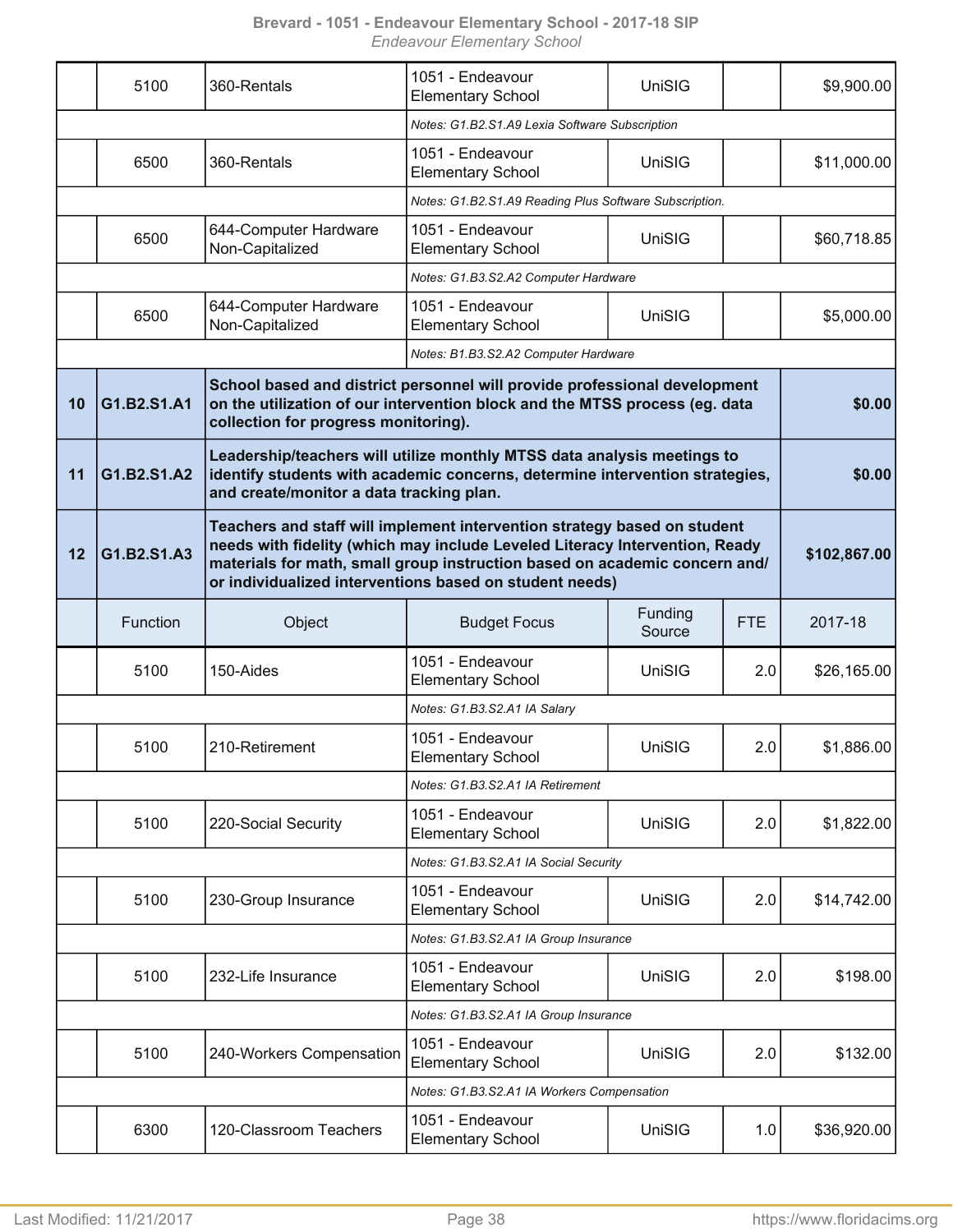| | Function | Object | Budget Focus | Funding Source | FTE | 2017-18 |
|---|---|---|---|---|---|---|
| | 5100 | 360-Rentals | 1051 - Endeavour Elementary School | UniSIG | | $9,900.00 |
| | | | *Notes: G1.B2.S1.A9 Lexia Software Subscription* | | | |
| | 6500 | 360-Rentals | 1051 - Endeavour Elementary School | UniSIG | | $11,000.00 |
| | | | *Notes: G1.B2.S1.A9 Reading Plus Software Subscription.* | | | |
| | 6500 | 644-Computer Hardware Non-Capitalized | 1051 - Endeavour Elementary School | UniSIG | | $60,718.85 |
| | | | *Notes: G1.B3.S2.A2 Computer Hardware* | | | |
| | 6500 | 644-Computer Hardware Non-Capitalized | 1051 - Endeavour Elementary School | UniSIG | | $5,000.00 |
| | | | *Notes: B1.B3.S2.A2 Computer Hardware* | | | |
| **10** | **G1.B2.S1.A1** | **School based and district personnel will provide professional development on the utilization of our intervention block and the MTSS process (eg. data collection for progress monitoring).** | | | | **$0.00** |
| **11** | **G1.B2.S1.A2** | **Leadership/teachers will utilize monthly MTSS data analysis meetings to identify students with academic concerns, determine intervention strategies, and create/monitor a data tracking plan.** | | | | **$0.00** |
| **12** | **G1.B2.S1.A3** | **Teachers and staff will implement intervention strategy based on student needs with fidelity (which may include Leveled Literacy Intervention, Ready materials for math, small group instruction based on academic concern and/ or individualized interventions based on student needs)** | | | | **$102,867.00** |
| | Function | Object | Budget Focus | Funding Source | FTE | 2017-18 |
| | 5100 | 150-Aides | 1051 - Endeavour Elementary School | UniSIG | 2.0 | $26,165.00 |
| | | | *Notes: G1.B3.S2.A1 IA Salary* | | | |
| | 5100 | 210-Retirement | 1051 - Endeavour Elementary School | UniSIG | 2.0 | $1,886.00 |
| | | | *Notes: G1.B3.S2.A1 IA Retirement* | | | |
| | 5100 | 220-Social Security | 1051 - Endeavour Elementary School | UniSIG | 2.0 | $1,822.00 |
| | | | *Notes: G1.B3.S2.A1 IA Social Security* | | | |
| | 5100 | 230-Group Insurance | 1051 - Endeavour Elementary School | UniSIG | 2.0 | $14,742.00 |
| | | | *Notes: G1.B3.S2.A1 IA Group Insurance* | | | |
| | 5100 | 232-Life Insurance | 1051 - Endeavour Elementary School | UniSIG | 2.0 | $198.00 |
| | | | *Notes: G1.B3.S2.A1 IA Group Insurance* | | | |
| | 5100 | 240-Workers Compensation | 1051 - Endeavour Elementary School | UniSIG | 2.0 | $132.00 |
| | | | *Notes: G1.B3.S2.A1 IA Workers Compensation* | | | |
| | 6300 | 120-Classroom Teachers | 1051 - Endeavour Elementary School | UniSIG | 1.0 | $36,920.00 |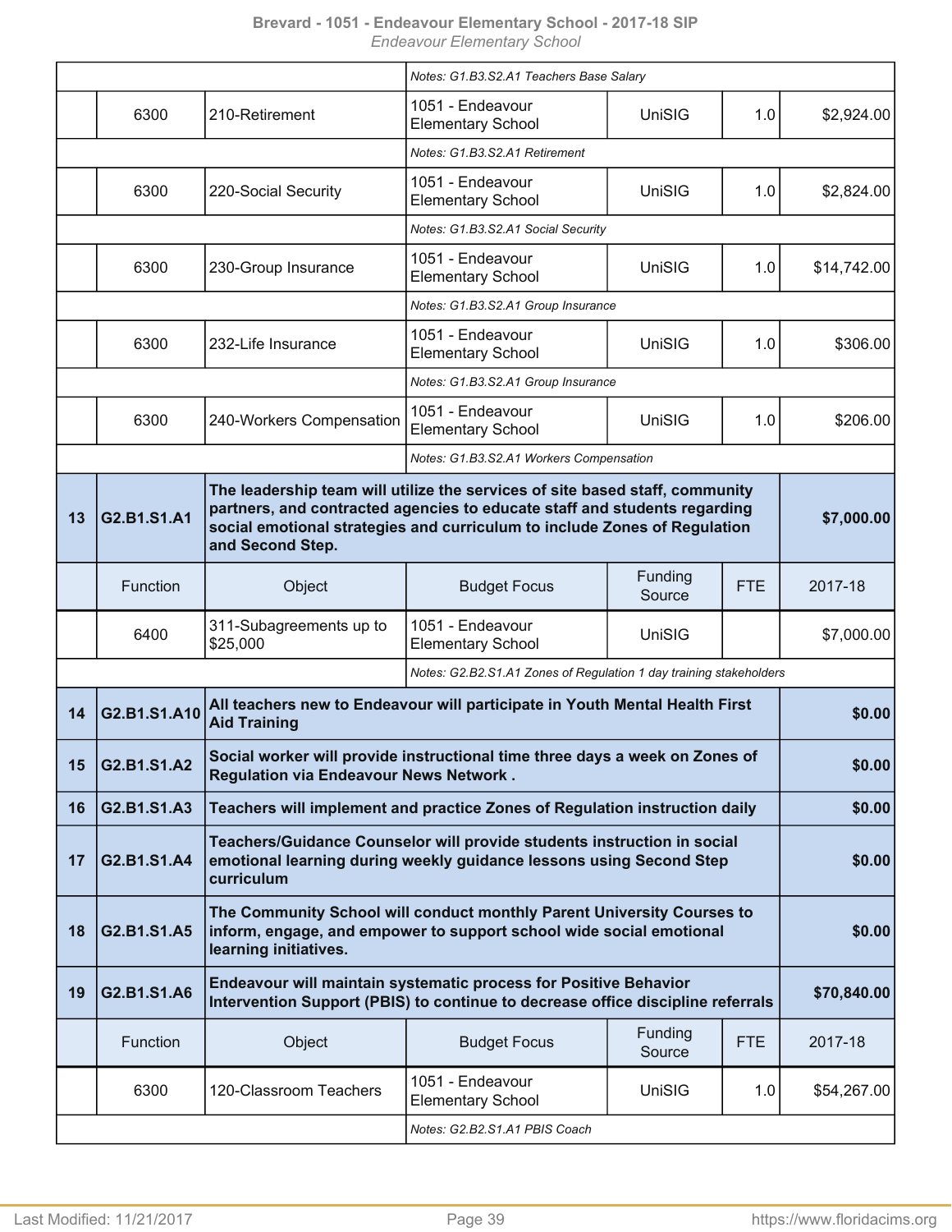| | | | Notes: G1.B3.S2.A1 Teachers Base Salary | | | |
|---|---|---|---|---|---|---|
| | 6300 | 210-Retirement | 1051 - Endeavour Elementary School | UniSIG | 1.0 | $2,924.00 |
| | | | Notes: G1.B3.S2.A1 Retirement | | | |
| | 6300 | 220-Social Security | 1051 - Endeavour Elementary School | UniSIG | 1.0 | $2,824.00 |
| | | | Notes: G1.B3.S2.A1 Social Security | | | |
| | 6300 | 230-Group Insurance | 1051 - Endeavour Elementary School | UniSIG | 1.0 | $14,742.00 |
| | | | Notes: G1.B3.S2.A1 Group Insurance | | | |
| | 6300 | 232-Life Insurance | 1051 - Endeavour Elementary School | UniSIG | 1.0 | $306.00 |
| | | | Notes: G1.B3.S2.A1 Group Insurance | | | |
| | 6300 | 240-Workers Compensation | 1051 - Endeavour Elementary School | UniSIG | 1.0 | $206.00 |
| | | | Notes: G1.B3.S2.A1 Workers Compensation | | | |
| **13** | **G2.B1.S1.A1** | **The leadership team will utilize the services of site based staff, community partners, and contracted agencies to educate staff and students regarding social emotional strategies and curriculum to include Zones of Regulation and Second Step.** | | | | **$7,000.00** |
| | Function | Object | Budget Focus | Funding Source | FTE | 2017-18 |
| | 6400 | 311-Subagreements up to $25,000 | 1051 - Endeavour Elementary School | UniSIG | | $7,000.00 |
| | | | Notes: G2.B2.S1.A1 Zones of Regulation 1 day training stakeholders | | | |
| **14** | **G2.B1.S1.A10** | **All teachers new to Endeavour will participate in Youth Mental Health First Aid Training** | | | | **$0.00** |
| **15** | **G2.B1.S1.A2** | **Social worker will provide instructional time three days a week on Zones of Regulation via Endeavour News Network .** | | | | **$0.00** |
| **16** | **G2.B1.S1.A3** | **Teachers will implement and practice Zones of Regulation instruction daily** | | | | **$0.00** |
| **17** | **G2.B1.S1.A4** | **Teachers/Guidance Counselor will provide students instruction in social emotional learning during weekly guidance lessons using Second Step curriculum** | | | | **$0.00** |
| **18** | **G2.B1.S1.A5** | **The Community School will conduct monthly Parent University Courses to inform, engage, and empower to support school wide social emotional learning initiatives.** | | | | **$0.00** |
| **19** | **G2.B1.S1.A6** | **Endeavour will maintain systematic process for Positive Behavior Intervention Support (PBIS) to continue to decrease office discipline referrals** | | | | **$70,840.00** |
| | Function | Object | Budget Focus | Funding Source | FTE | 2017-18 |
| | 6300 | 120-Classroom Teachers | 1051 - Endeavour Elementary School | UniSIG | 1.0 | $54,267.00 |
| | | | Notes: G2.B2.S1.A1 PBIS Coach | | | |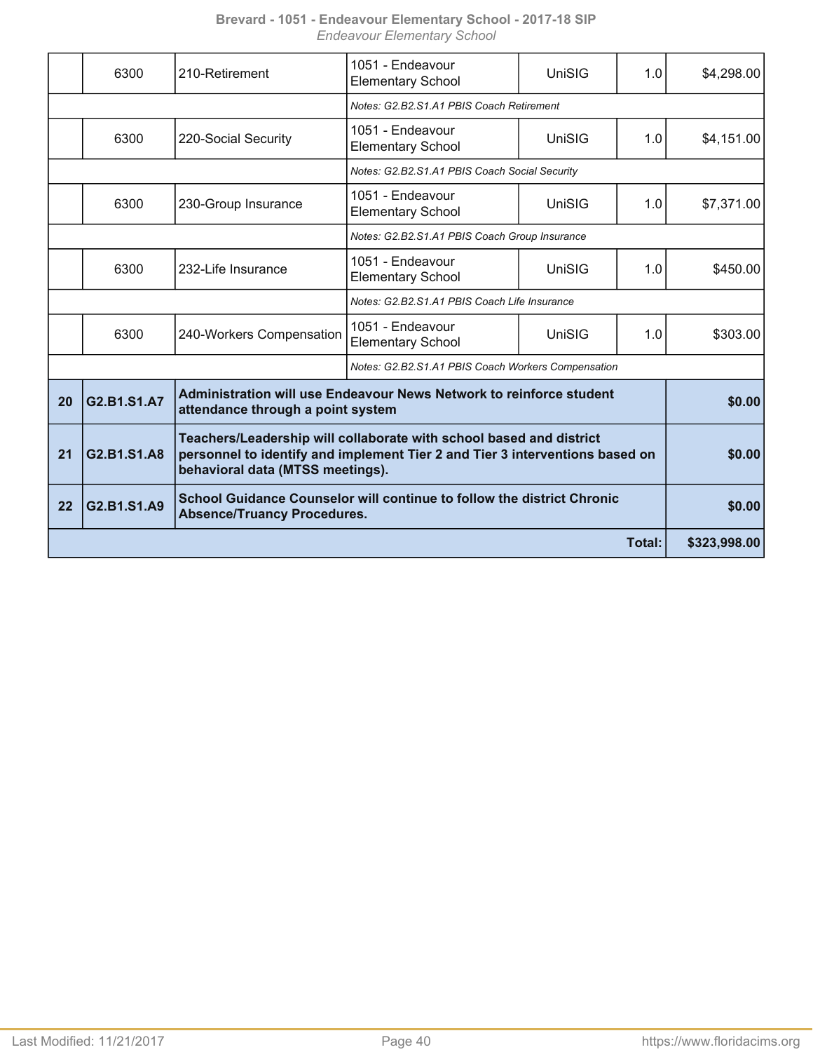| | | | | | | |
|---|---|---|---|---|---|---|
| | 6300 | 210-Retirement | 1051 - Endeavour Elementary School | UniSIG | 1.0 | $4,298.00 |
| | | | *Notes: G2.B2.S1.A1 PBIS Coach Retirement* | | | |
| | 6300 | 220-Social Security | 1051 - Endeavour Elementary School | UniSIG | 1.0 | $4,151.00 |
| | | | *Notes: G2.B2.S1.A1 PBIS Coach Social Security* | | | |
| | 6300 | 230-Group Insurance | 1051 - Endeavour Elementary School | UniSIG | 1.0 | $7,371.00 |
| | | | *Notes: G2.B2.S1.A1 PBIS Coach Group Insurance* | | | |
| | 6300 | 232-Life Insurance | 1051 - Endeavour Elementary School | UniSIG | 1.0 | $450.00 |
| | | | *Notes: G2.B2.S1.A1 PBIS Coach Life Insurance* | | | |
| | 6300 | 240-Workers Compensation | 1051 - Endeavour Elementary School | UniSIG | 1.0 | $303.00 |
| | | | *Notes: G2.B2.S1.A1 PBIS Coach Workers Compensation* | | | |
| **20** | **G2.B1.S1.A7** | **Administration will use Endeavour News Network to reinforce student attendance through a point system** | | | | **$0.00** |
| **21** | **G2.B1.S1.A8** | **Teachers/Leadership will collaborate with school based and district personnel to identify and implement Tier 2 and Tier 3 interventions based on behavioral data (MTSS meetings).** | | | | **$0.00** |
| **22** | **G2.B1.S1.A9** | **School Guidance Counselor will continue to follow the district Chronic Absence/Truancy Procedures.** | | | | **$0.00** |
| | | | | | **Total:** | **$323,998.00** |